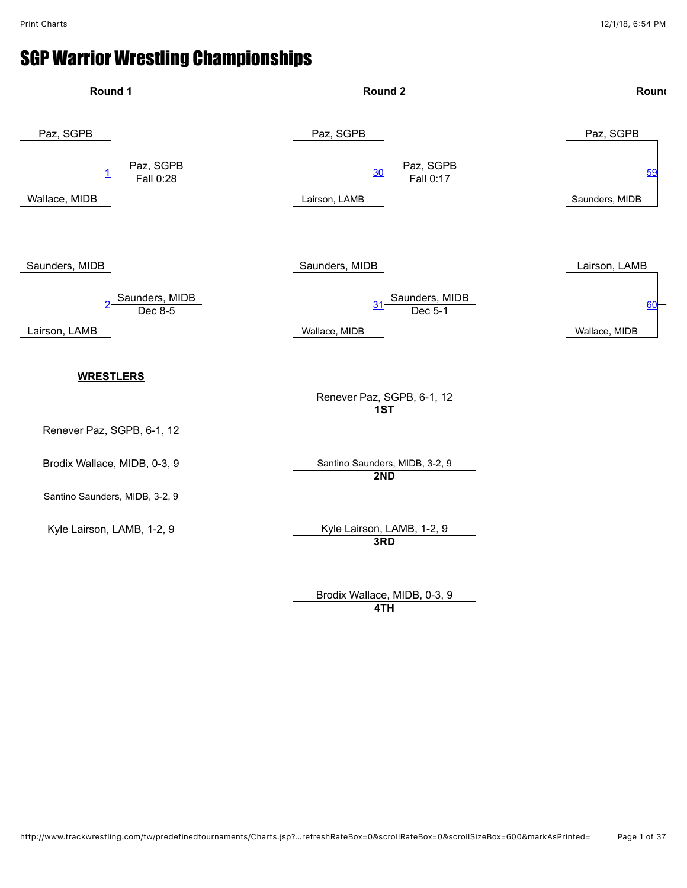# SGP Warrior Wrestling Championships

## Round 1

Paz, SGPB
1 — Paz, SGPB, Fall 0:28
Wallace, MIDB

Saunders, MIDB
2 — Saunders, MIDB, Dec 8-5
Lairson, LAMB

## Round 2

Paz, SGPB
30 — Paz, SGPB, Fall 0:17
Lairson, LAMB

Saunders, MIDB
31 — Saunders, MIDB, Dec 5-1
Wallace, MIDB

## Round

Paz, SGPB
59
Saunders, MIDB

Lairson, LAMB
60
Wallace, MIDB

**WRESTLERS**

Renever Paz, SGPB, 6-1, 12

Brodix Wallace, MIDB, 0-3, 9

Santino Saunders, MIDB, 3-2, 9

Kyle Lairson, LAMB, 1-2, 9

Renever Paz, SGPB, 6-1, 12
**1ST**

Santino Saunders, MIDB, 3-2, 9
**2ND**

Kyle Lairson, LAMB, 1-2, 9
**3RD**

Brodix Wallace, MIDB, 0-3, 9
**4TH**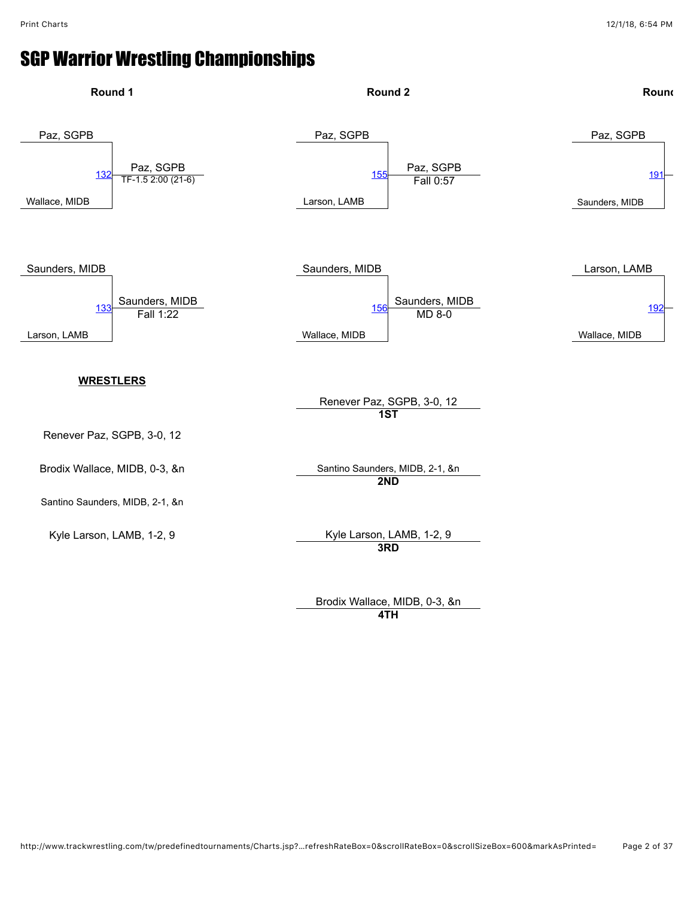# SGP Warrior Wrestling Championships

## Round 1

**Bout 132**
- Paz, SGPB
- Wallace, MIDB
- Winner: Paz, SGPB — TF-1.5 2:00 (21-6)

**Bout 133**
- Saunders, MIDB
- Larson, LAMB
- Winner: Saunders, MIDB — Fall 1:22

## Round 2

**Bout 155**
- Paz, SGPB
- Larson, LAMB
- Winner: Paz, SGPB — Fall 0:57

**Bout 156**
- Saunders, MIDB
- Wallace, MIDB
- Winner: Saunders, MIDB — MD 8-0

## Round

**Bout 191**
- Paz, SGPB
- Saunders, MIDB

**Bout 192**
- Larson, LAMB
- Wallace, MIDB

**WRESTLERS**

Renever Paz, SGPB, 3-0, 12

Brodix Wallace, MIDB, 0-3, &n

Santino Saunders, MIDB, 2-1, &n

Kyle Larson, LAMB, 1-2, 9

Renever Paz, SGPB, 3-0, 12
**1ST**

Santino Saunders, MIDB, 2-1, &n
**2ND**

Kyle Larson, LAMB, 1-2, 9
**3RD**

Brodix Wallace, MIDB, 0-3, &n
**4TH**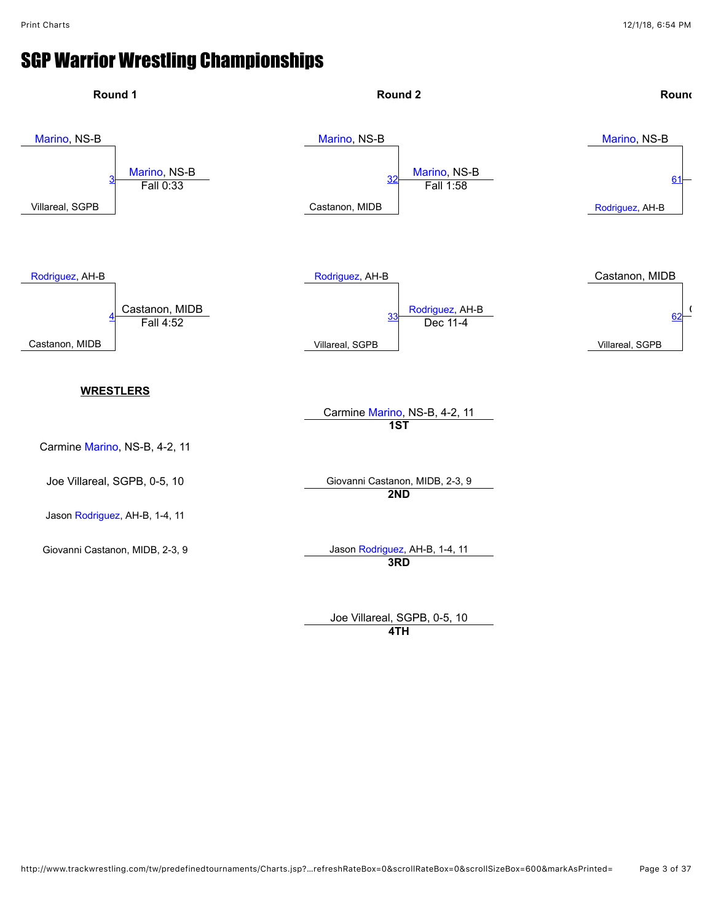# SGP Warrior Wrestling Championships

**Round 1**

Marino, NS-B
3 — Marino, NS-B — Fall 0:33
Villareal, SGPB

Rodriguez, AH-B
4 — Castanon, MIDB — Fall 4:52
Castanon, MIDB

**Round 2**

Marino, NS-B
32 — Marino, NS-B — Fall 1:58
Castanon, MIDB

Rodriguez, AH-B
33 — Rodriguez, AH-B — Dec 11-4
Villareal, SGPB

**Round**

Marino, NS-B
61
Rodriguez, AH-B

Castanon, MIDB
62
Villareal, SGPB

**WRESTLERS**

Carmine Marino, NS-B, 4-2, 11

Joe Villareal, SGPB, 0-5, 10

Jason Rodriguez, AH-B, 1-4, 11

Giovanni Castanon, MIDB, 2-3, 9

Carmine Marino, NS-B, 4-2, 11
**1ST**

Giovanni Castanon, MIDB, 2-3, 9
**2ND**

Jason Rodriguez, AH-B, 1-4, 11
**3RD**

Joe Villareal, SGPB, 0-5, 10
**4TH**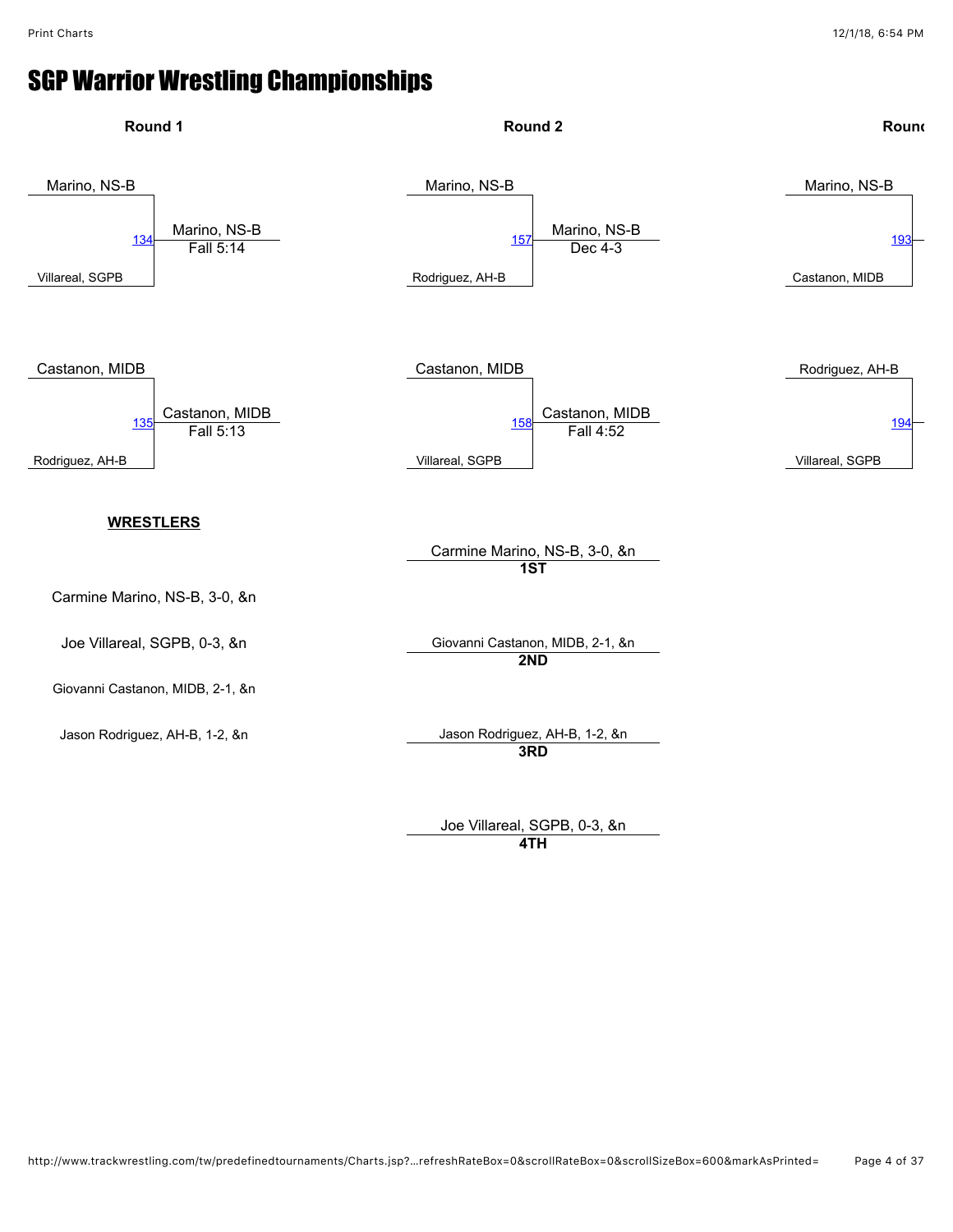# SGP Warrior Wrestling Championships

## Round 1

| Match | Wrestler 1 | Wrestler 2 | Winner | Result |
|---|---|---|---|---|
| 134 | Marino, NS-B | Villareal, SGPB | Marino, NS-B | Fall 5:14 |
| 135 | Castanon, MIDB | Rodriguez, AH-B | Castanon, MIDB | Fall 5:13 |

## Round 2

| Match | Wrestler 1 | Wrestler 2 | Winner | Result |
|---|---|---|---|---|
| 157 | Marino, NS-B | Rodriguez, AH-B | Marino, NS-B | Dec 4-3 |
| 158 | Castanon, MIDB | Villareal, SGPB | Castanon, MIDB | Fall 4:52 |

## Round

| Match | Wrestler 1 | Wrestler 2 |
|---|---|---|
| 193 | Marino, NS-B | Castanon, MIDB |
| 194 | Rodriguez, AH-B | Villareal, SGPB |

**WRESTLERS**

Carmine Marino, NS-B, 3-0, &n

Joe Villareal, SGPB, 0-3, &n

Giovanni Castanon, MIDB, 2-1, &n

Jason Rodriguez, AH-B, 1-2, &n

Carmine Marino, NS-B, 3-0, &n
**1ST**

Giovanni Castanon, MIDB, 2-1, &n
**2ND**

Jason Rodriguez, AH-B, 1-2, &n
**3RD**

Joe Villareal, SGPB, 0-3, &n
**4TH**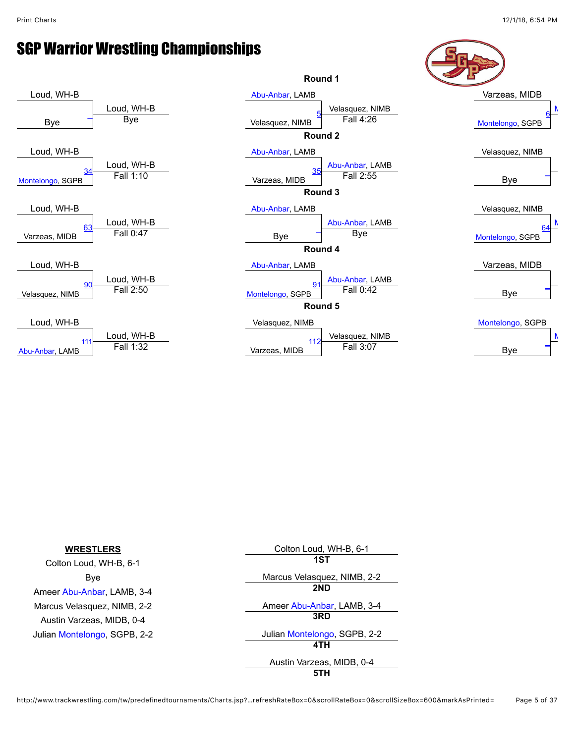# SGP Warrior Wrestling Championships

## Round 1

| Wrestler 1 | Wrestler 2 | Bout | Winner | Result |
|---|---|---|---|---|
| Loud, WH-B | Bye | – | Loud, WH-B | Bye |
| Abu-Anbar, LAMB | Velasquez, NIMB | 5 | Velasquez, NIMB | Fall 4:26 |
| Varzeas, MIDB | Montelongo, SGPB | 6 | M | |

## Round 2

| Wrestler 1 | Wrestler 2 | Bout | Winner | Result |
|---|---|---|---|---|
| Loud, WH-B | Montelongo, SGPB | 34 | Loud, WH-B | Fall 1:10 |
| Abu-Anbar, LAMB | Varzeas, MIDB | 35 | Abu-Anbar, LAMB | Fall 2:55 |
| Velasquez, NIMB | Bye | – | | |

## Round 3

| Wrestler 1 | Wrestler 2 | Bout | Winner | Result |
|---|---|---|---|---|
| Loud, WH-B | Varzeas, MIDB | 63 | Loud, WH-B | Fall 0:47 |
| Abu-Anbar, LAMB | Bye | – | Abu-Anbar, LAMB | Bye |
| Velasquez, NIMB | Montelongo, SGPB | 64 | M | |

## Round 4

| Wrestler 1 | Wrestler 2 | Bout | Winner | Result |
|---|---|---|---|---|
| Loud, WH-B | Velasquez, NIMB | 90 | Loud, WH-B | Fall 2:50 |
| Abu-Anbar, LAMB | Montelongo, SGPB | 91 | Abu-Anbar, LAMB | Fall 0:42 |
| Varzeas, MIDB | Bye | – | | |

## Round 5

| Wrestler 1 | Wrestler 2 | Bout | Winner | Result |
|---|---|---|---|---|
| Loud, WH-B | Abu-Anbar, LAMB | 111 | Loud, WH-B | Fall 1:32 |
| Velasquez, NIMB | Varzeas, MIDB | 112 | Velasquez, NIMB | Fall 3:07 |
| Montelongo, SGPB | Bye | – | M | |

**WRESTLERS**

Colton Loud, WH-B, 6-1
Bye
Ameer Abu-Anbar, LAMB, 3-4
Marcus Velasquez, NIMB, 2-2
Austin Varzeas, MIDB, 0-4
Julian Montelongo, SGPB, 2-2

| Place | Wrestler |
|---|---|
| 1ST | Colton Loud, WH-B, 6-1 |
| 2ND | Marcus Velasquez, NIMB, 2-2 |
| 3RD | Ameer Abu-Anbar, LAMB, 3-4 |
| 4TH | Julian Montelongo, SGPB, 2-2 |
| 5TH | Austin Varzeas, MIDB, 0-4 |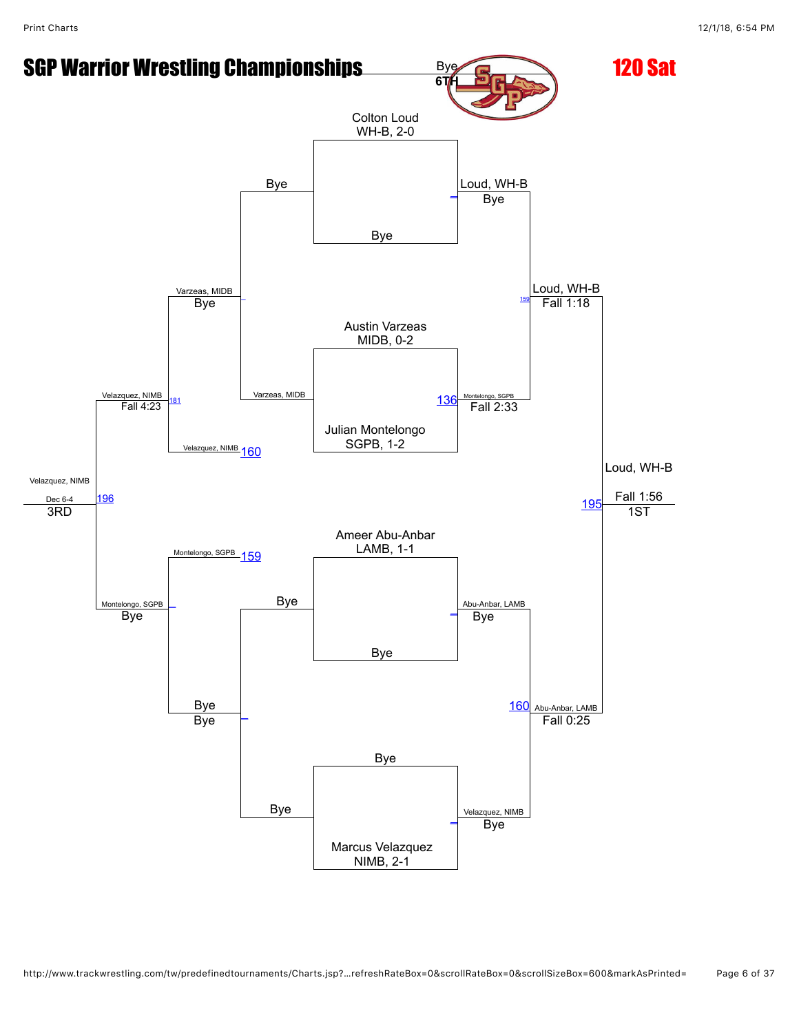# SGP Warrior Wrestling Championships

## 120 Sat

### Championship Bracket

**Pool entrants:**

- Colton Loud, WH-B, 2-0
- Austin Varzeas, MIDB, 0-2
- Julian Montelongo, SGPB, 1-2
- Ameer Abu-Anbar, LAMB, 1-1
- Marcus Velazquez, NIMB, 2-1

**First round:**

- Colton Loud vs Bye → Loud, WH-B (Bye)
- Austin Varzeas vs Julian Montelongo (136) → Montelongo, SGPB (Fall 2:33)
- Ameer Abu-Anbar vs Bye → Abu-Anbar, LAMB (Bye)
- Bye vs Marcus Velazquez → Velazquez, NIMB (Bye)

**Semifinals:**

- Loud, WH-B vs Montelongo, SGPB (159) → Loud, WH-B (Fall 1:18)
- Abu-Anbar, LAMB vs Velazquez, NIMB (160) → Abu-Anbar, LAMB (Fall 0:25)

**1st Place (195):** Loud, WH-B — Fall 1:56 — 1ST

### Consolation Bracket

- Bye vs Varzeas, MIDB → Varzeas, MIDB (Bye)
- Varzeas, MIDB vs Velazquez, NIMB (160) → Velazquez, NIMB (181) (Fall 4:23)
- Montelongo, SGPB (159) vs Bye → Montelongo, SGPB (Bye)
- Bye vs Bye → Bye

**3rd Place (196):** Velazquez, NIMB — Dec 6-4 — 3RD

**6th:** Bye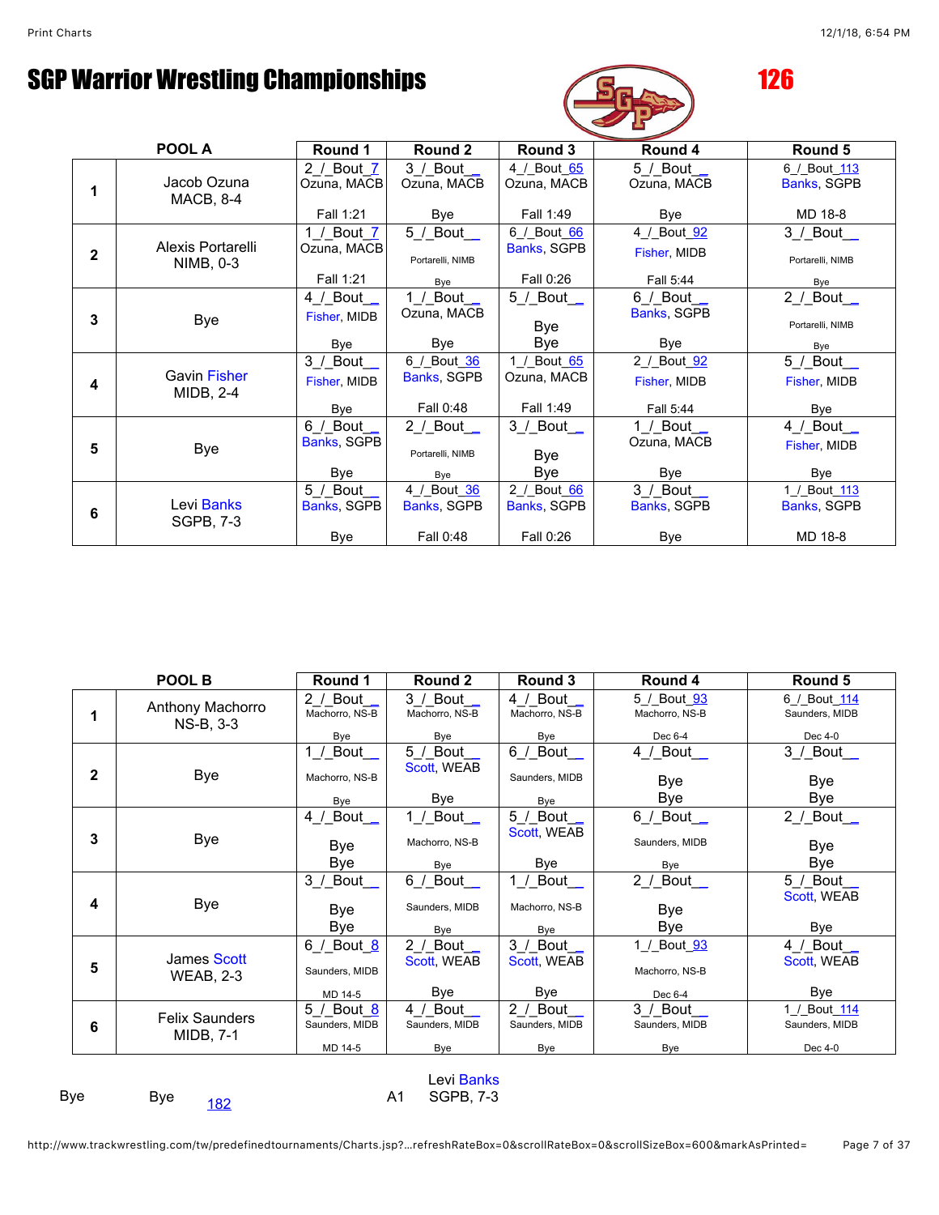# SGP Warrior Wrestling Championships

**126**

| POOL A | | Round 1 | Round 2 | Round 3 | Round 4 | Round 5 |
|---|---|---|---|---|---|---|
| 1 | Jacob Ozuna MACB, 8-4 | 2_/_Bout_7 Ozuna, MACB Fall 1:21 | 3_/_Bout__ Ozuna, MACB Bye | 4_/_Bout_65 Ozuna, MACB Fall 1:49 | 5_/_Bout__ Ozuna, MACB Bye | 6_/_Bout_113 Banks, SGPB MD 18-8 |
| 2 | Alexis Portarelli NIMB, 0-3 | 1_/_Bout_7 Ozuna, MACB Fall 1:21 | 5_/_Bout__ Portarelli, NIMB Bye | 6_/_Bout_66 Banks, SGPB Fall 0:26 | 4_/_Bout_92 Fisher, MIDB Fall 5:44 | 3_/_Bout__ Portarelli, NIMB Bye |
| 3 | Bye | 4_/_Bout__ Fisher, MIDB Bye | 1_/_Bout__ Ozuna, MACB Bye | 5_/_Bout__ Bye Bye | 6_/_Bout__ Banks, SGPB Bye | 2_/_Bout__ Portarelli, NIMB Bye |
| 4 | Gavin Fisher MIDB, 2-4 | 3_/_Bout__ Fisher, MIDB Bye | 6_/_Bout_36 Banks, SGPB Fall 0:48 | 1_/_Bout_65 Ozuna, MACB Fall 1:49 | 2_/_Bout_92 Fisher, MIDB Fall 5:44 | 5_/_Bout__ Fisher, MIDB Bye |
| 5 | Bye | 6_/_Bout__ Banks, SGPB Bye | 2_/_Bout__ Portarelli, NIMB Bye | 3_/_Bout__ Bye Bye | 1_/_Bout__ Ozuna, MACB Bye | 4_/_Bout__ Fisher, MIDB Bye |
| 6 | Levi Banks SGPB, 7-3 | 5_/_Bout__ Banks, SGPB Bye | 4_/_Bout_36 Banks, SGPB Fall 0:48 | 2_/_Bout_66 Banks, SGPB Fall 0:26 | 3_/_Bout__ Banks, SGPB Bye | 1_/_Bout_113 Banks, SGPB MD 18-8 |

| POOL B | | Round 1 | Round 2 | Round 3 | Round 4 | Round 5 |
|---|---|---|---|---|---|---|
| 1 | Anthony Machorro NS-B, 3-3 | 2_/_Bout__ Machorro, NS-B Bye | 3_/_Bout__ Machorro, NS-B Bye | 4_/_Bout__ Machorro, NS-B Bye | 5_/_Bout_93 Machorro, NS-B Dec 6-4 | 6_/_Bout_114 Saunders, MIDB Dec 4-0 |
| 2 | Bye | 1_/_Bout__ Machorro, NS-B Bye | 5_/_Bout__ Scott, WEAB Bye | 6_/_Bout__ Saunders, MIDB Bye | 4_/_Bout__ Bye Bye | 3_/_Bout__ Bye Bye |
| 3 | Bye | 4_/_Bout__ Bye Bye | 1_/_Bout__ Machorro, NS-B Bye | 5_/_Bout__ Scott, WEAB Bye | 6_/_Bout__ Saunders, MIDB Bye | 2_/_Bout__ Bye Bye |
| 4 | Bye | 3_/_Bout__ Bye Bye | 6_/_Bout__ Saunders, MIDB Bye | 1_/_Bout__ Machorro, NS-B Bye | 2_/_Bout__ Bye Bye | 5_/_Bout__ Scott, WEAB Bye |
| 5 | James Scott WEAB, 2-3 | 6_/_Bout_8 Saunders, MIDB MD 14-5 | 2_/_Bout__ Scott, WEAB Bye | 3_/_Bout__ Scott, WEAB Bye | 1_/_Bout_93 Machorro, NS-B Dec 6-4 | 4_/_Bout__ Scott, WEAB Bye |
| 6 | Felix Saunders MIDB, 7-1 | 5_/_Bout_8 Saunders, MIDB MD 14-5 | 4_/_Bout__ Saunders, MIDB Bye | 2_/_Bout__ Saunders, MIDB Bye | 3_/_Bout__ Saunders, MIDB Bye | 1_/_Bout_114 Saunders, MIDB Dec 4-0 |

Bye Bye 182 A1 Levi Banks SGPB, 7-3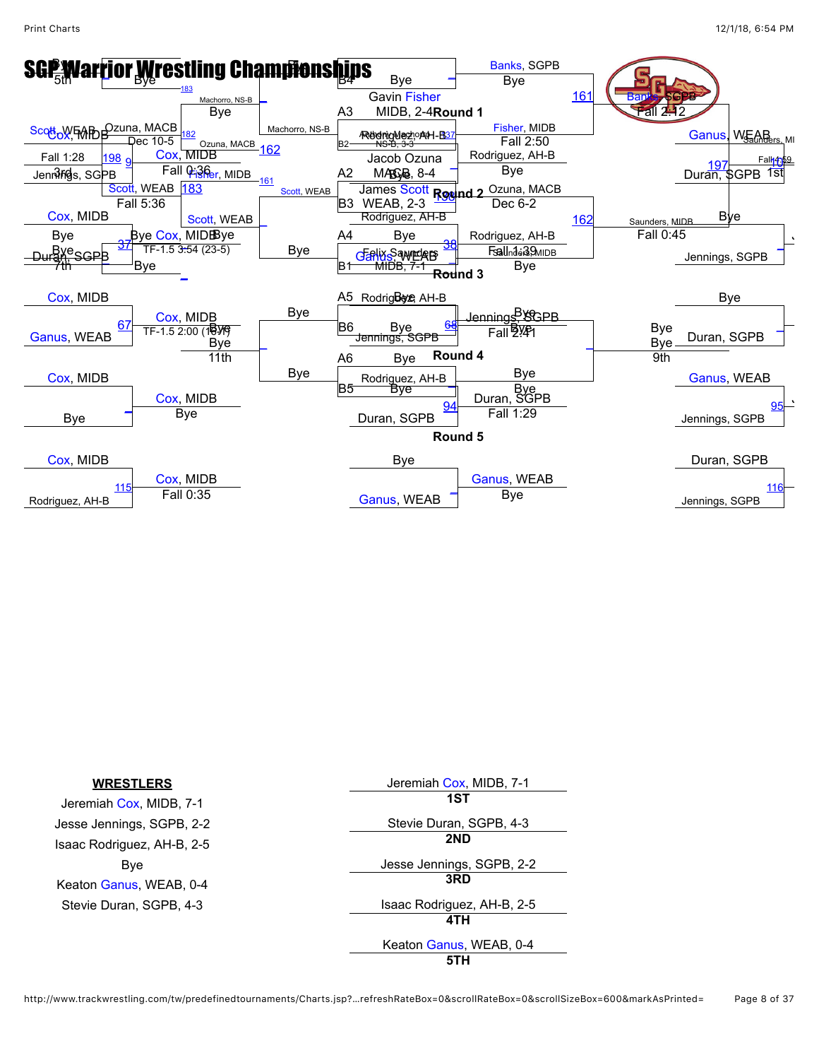# SGP Warrior Wrestling Championships

**Round 1**

A3 Gavin Fisher, MIDB, 2-4 — Bye (161) — Fisher, MIDB, Bye

A2 Jacob Ozuna, MACB, 8-4 — Bye — Ozuna, MACB, Bye

B2 Anthony Machorro, NS-B, 3-3 — Isaac Rodriguez, AH-B (137) — Rodriguez, AH-B, Fall 2:50

B3 James Scott, WEAB, 2-3 — Rodriguez, AH-B (138) — Rodriguez, AH-B, Dec 6-2

A4 Felix Saunders, MIDB, 7-1 — Bye — Saunders, MIDB, Bye

B4 Bye — Banks, SGPB (Bye)

**Round 2**

Banks, SGPB — Fisher, MIDB (161) — Banks, SGPB, Fall 2:12

Ozuna, MACB — Rodriguez, AH-B (162) — Saunders, MIDB, Fall 0:45

Saunders, MIDB — Rodriguez, AH-B — Fall 1:39

**Round 3**

A5 Rodriguez, AH-B — Bye

B6 Jennings, SGPB — Bye (68) — Jennings, SGPB, Fall 2:41

A6 Bye

B5 Bye — Duran, SGPB

**Round 4**

Rodriguez, AH-B — Duran, SGPB (94) — Duran, SGPB, Fall 1:29

**Round 5**

Bye — Ganus, WEAB — Ganus, WEAB, Bye

**Consolation / Placement**

Scott, WEAB — Ozuna, MACB (182) — Ozuna, MACB, Dec 10-5

Machorro, NS-B — Bye (183) — Machorro, NS-B, Bye

Ozuna, MACB — Machorro, NS-B (162) — Ozuna, MACB

Fisher, MIDB — Scott, WEAB (161) — Scott, WEAB

Scott, WEAB — Cox, MIDB (183) — Scott, WEAB, Fall 5:36 — 5th

Cox, MIDB — Jennings, SGPB (198) — Cox, MIDB, Fall 1:28 — 3rd

Cox, MIDB — Bye (9) — Cox, MIDB, Fall 0:36

Bye — Duran, SGPB (37) — Cox, MIDB, TF-1.5 3:54 (23-5) — 7th

Cox, MIDB — Ganus, WEAB (67) — Cox, MIDB, TF-1.5 2:00 (16-1) — 11th

Cox, MIDB — Bye — Cox, MIDB, Bye

Cox, MIDB — Rodriguez, AH-B (115) — Cox, MIDB, Fall 0:35

Ganus, WEAB — Duran, SGPB (197) — Saunders, MIDB, Fall 1:59 — 1st

Bye — Jennings, SGPB — Jennings, SGPB

Bye — Duran, SGPB — 9th

Ganus, WEAB — Jennings, SGPB (95)

Duran, SGPB — Jennings, SGPB (116)

| WRESTLERS |
|---|
| Jeremiah Cox, MIDB, 7-1 |
| Jesse Jennings, SGPB, 2-2 |
| Isaac Rodriguez, AH-B, 2-5 |
| Bye |
| Keaton Ganus, WEAB, 0-4 |
| Stevie Duran, SGPB, 4-3 |

| Place | Wrestler |
|---|---|
| **1ST** | Jeremiah Cox, MIDB, 7-1 |
| **2ND** | Stevie Duran, SGPB, 4-3 |
| **3RD** | Jesse Jennings, SGPB, 2-2 |
| **4TH** | Isaac Rodriguez, AH-B, 2-5 |
| **5TH** | Keaton Ganus, WEAB, 0-4 |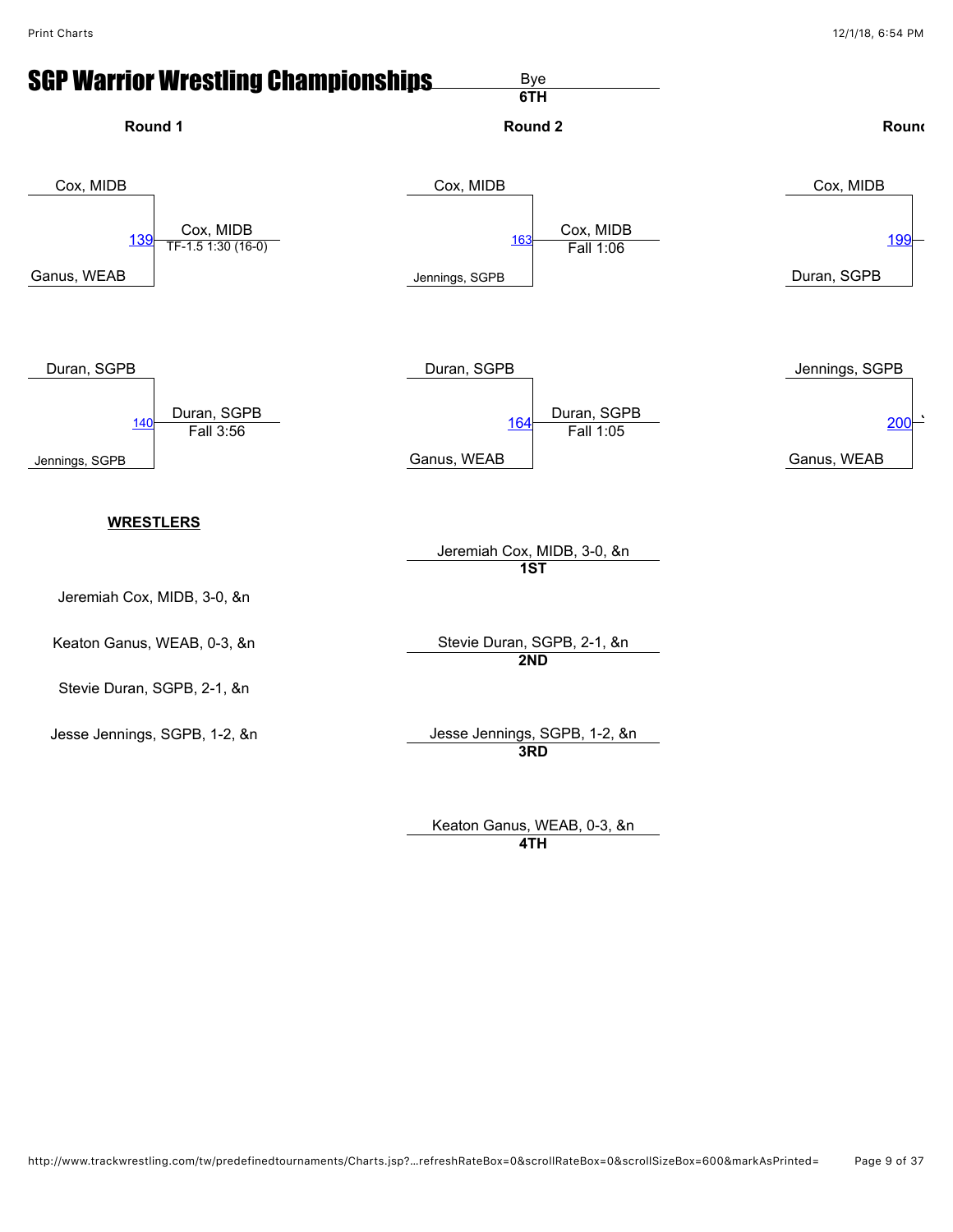# SGP Warrior Wrestling Championships

Bye
**6TH**

### Round 1

Cox, MIDB
139 — Cox, MIDB — TF-1.5 1:30 (16-0)
Ganus, WEAB

Duran, SGPB
140 — Duran, SGPB — Fall 3:56
Jennings, SGPB

### Round 2

Cox, MIDB
163 — Cox, MIDB — Fall 1:06
Jennings, SGPB

Duran, SGPB
164 — Duran, SGPB — Fall 1:05
Ganus, WEAB

### Round

Cox, MIDB
199
Duran, SGPB

Jennings, SGPB
200
Ganus, WEAB

**WRESTLERS**

Jeremiah Cox, MIDB, 3-0, &n

Keaton Ganus, WEAB, 0-3, &n

Stevie Duran, SGPB, 2-1, &n

Jesse Jennings, SGPB, 1-2, &n

Jeremiah Cox, MIDB, 3-0, &n
**1ST**

Stevie Duran, SGPB, 2-1, &n
**2ND**

Jesse Jennings, SGPB, 1-2, &n
**3RD**

Keaton Ganus, WEAB, 0-3, &n
**4TH**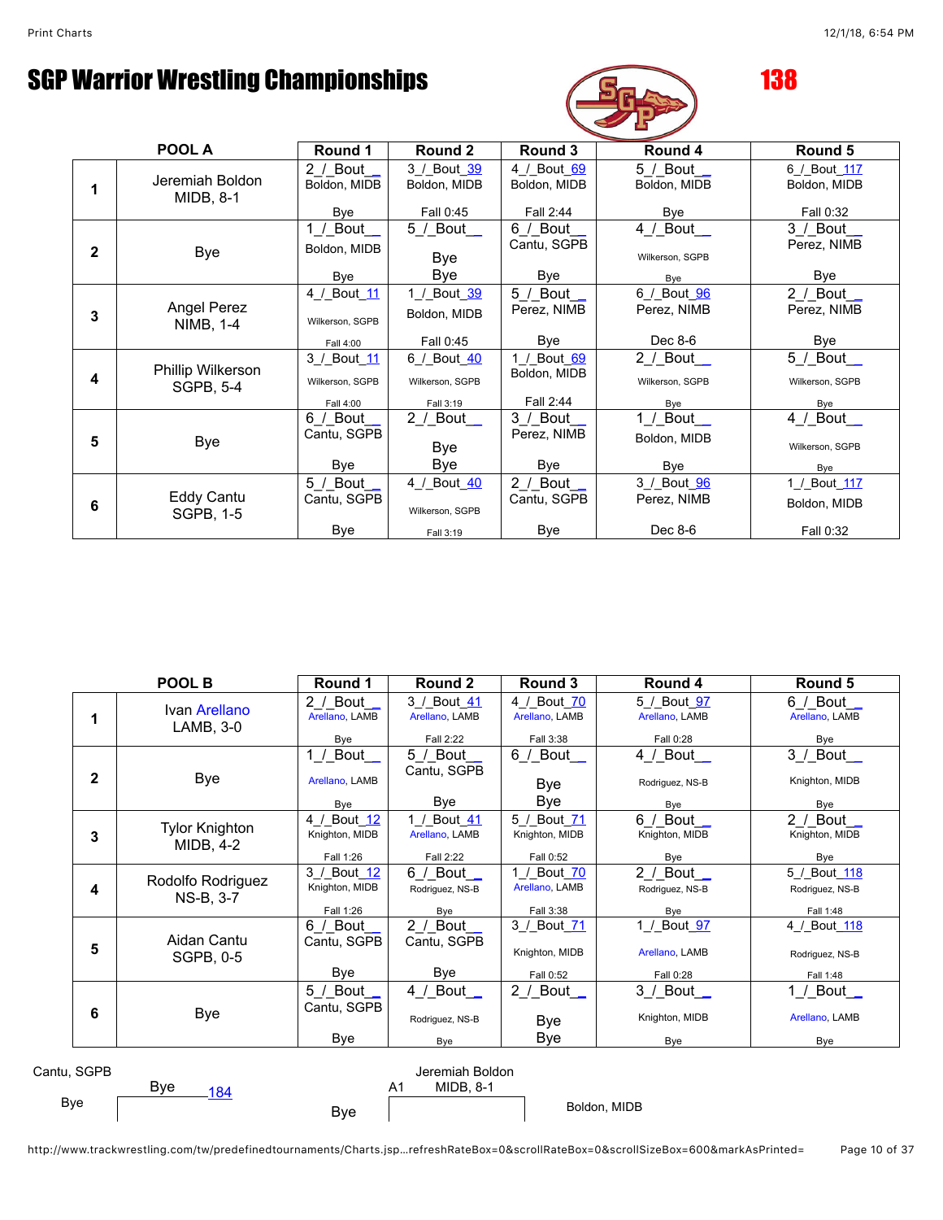# SGP Warrior Wrestling Championships

**138**

| POOL A | | Round 1 | Round 2 | Round 3 | Round 4 | Round 5 |
|---|---|---|---|---|---|---|
| 1 | Jeremiah Boldon MIDB, 8-1 | 2_/_Bout__ Boldon, MIDB Bye | 3_/_Bout_39 Boldon, MIDB Fall 0:45 | 4_/_Bout_69 Boldon, MIDB Fall 2:44 | 5_/_Bout__ Boldon, MIDB Bye | 6_/_Bout_117 Boldon, MIDB Fall 0:32 |
| 2 | Bye | 1_/_Bout__ Boldon, MIDB Bye | 5_/_Bout__ Bye Bye | 6_/_Bout__ Cantu, SGPB Bye | 4_/_Bout__ Wilkerson, SGPB Bye | 3_/_Bout__ Perez, NIMB Bye |
| 3 | Angel Perez NIMB, 1-4 | 4_/_Bout_11 Wilkerson, SGPB Fall 4:00 | 1_/_Bout_39 Boldon, MIDB Fall 0:45 | 5_/_Bout__ Perez, NIMB Bye | 6_/_Bout_96 Perez, NIMB Dec 8-6 | 2_/_Bout__ Perez, NIMB Bye |
| 4 | Phillip Wilkerson SGPB, 5-4 | 3_/_Bout_11 Wilkerson, SGPB Fall 4:00 | 6_/_Bout_40 Wilkerson, SGPB Fall 3:19 | 1_/_Bout_69 Boldon, MIDB Fall 2:44 | 2_/_Bout__ Wilkerson, SGPB Bye | 5_/_Bout__ Wilkerson, SGPB Bye |
| 5 | Bye | 6_/_Bout__ Cantu, SGPB Bye | 2_/_Bout__ Bye Bye | 3_/_Bout__ Perez, NIMB Bye | 1_/_Bout__ Boldon, MIDB Bye | 4_/_Bout__ Wilkerson, SGPB Bye |
| 6 | Eddy Cantu SGPB, 1-5 | 5_/_Bout__ Cantu, SGPB Bye | 4_/_Bout_40 Wilkerson, SGPB Fall 3:19 | 2_/_Bout__ Cantu, SGPB Bye | 3_/_Bout_96 Perez, NIMB Dec 8-6 | 1_/_Bout_117 Boldon, MIDB Fall 0:32 |

| POOL B | | Round 1 | Round 2 | Round 3 | Round 4 | Round 5 |
|---|---|---|---|---|---|---|
| 1 | Ivan Arellano LAMB, 3-0 | 2_/_Bout__ Arellano, LAMB Bye | 3_/_Bout_41 Arellano, LAMB Fall 2:22 | 4_/_Bout_70 Arellano, LAMB Fall 3:38 | 5_/_Bout_97 Arellano, LAMB Fall 0:28 | 6_/_Bout__ Arellano, LAMB Bye |
| 2 | Bye | 1_/_Bout__ Arellano, LAMB Bye | 5_/_Bout__ Cantu, SGPB Bye | 6_/_Bout__ Bye Bye | 4_/_Bout__ Rodriguez, NS-B Bye | 3_/_Bout__ Knighton, MIDB Bye |
| 3 | Tylor Knighton MIDB, 4-2 | 4_/_Bout_12 Knighton, MIDB Fall 1:26 | 1_/_Bout_41 Arellano, LAMB Fall 2:22 | 5_/_Bout_71 Knighton, MIDB Fall 0:52 | 6_/_Bout__ Knighton, MIDB Bye | 2_/_Bout__ Knighton, MIDB Bye |
| 4 | Rodolfo Rodriguez NS-B, 3-7 | 3_/_Bout_12 Knighton, MIDB Fall 1:26 | 6_/_Bout__ Rodriguez, NS-B Bye | 1_/_Bout_70 Arellano, LAMB Fall 3:38 | 2_/_Bout__ Rodriguez, NS-B Bye | 5_/_Bout_118 Rodriguez, NS-B Fall 1:48 |
| 5 | Aidan Cantu SGPB, 0-5 | 6_/_Bout__ Cantu, SGPB Bye | 2_/_Bout__ Cantu, SGPB Bye | 3_/_Bout_71 Knighton, MIDB Fall 0:52 | 1_/_Bout_97 Arellano, LAMB Fall 0:28 | 4_/_Bout_118 Rodriguez, NS-B Fall 1:48 |
| 6 | Bye | 5_/_Bout__ Cantu, SGPB Bye | 4_/_Bout__ Rodriguez, NS-B Bye | 2_/_Bout__ Bye Bye | 3_/_Bout__ Knighton, MIDB Bye | 1_/_Bout__ Arellano, LAMB Bye |

Cantu, SGPB

Bye 184

Bye

Bye

Jeremiah Boldon

A1 MIDB, 8-1

Boldon, MIDB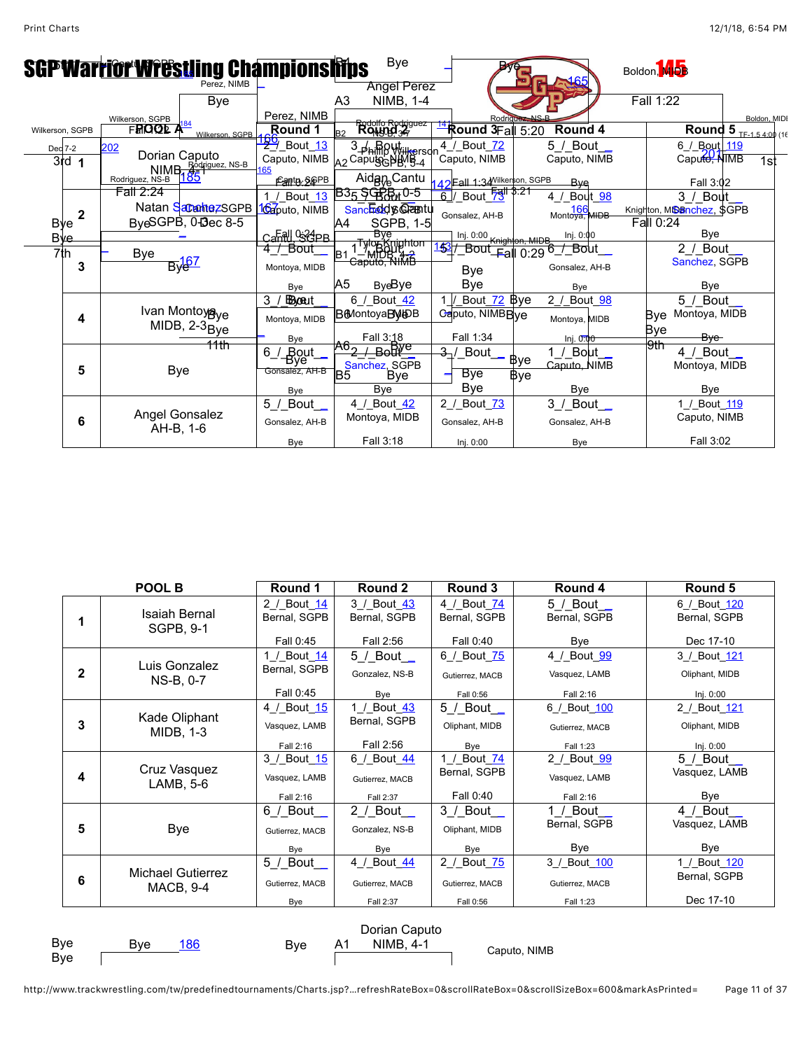# SGP Warrior Wrestling Championships

145

| POOL A | | Round 1 | Round 2 | Round 3 | Round 4 | Round 5 |
|---|---|---|---|---|---|---|
| 1 | Dorian Caputo NIMB, 4-1 | 2 / Bout 13 Caputo, NIMB Fall 0:24 | 3 / Bout Caputo, NIMB | 4 / Bout 72 Caputo, NIMB Fall 1:34 | 5 / Bout Caputo, NIMB Bye | 6 / Bout 119 Caputo, NIMB Fall 3:02 |
| 2 | Natan Sanchez SGPB, 0-5 | 1 / Bout 13 Caputo, NIMB Fall 0:24 | Sanchez, SGPB | 6 / Bout 73 Gonsalez, AH-B Inj. 0:00 | 4 / Bout 98 Montoya, MIDB Inj. 0:00 | 3 / Bout Sanchez, SGPB Bye |
| 3 | Bye | 4 / Bout Montoya, MIDB Bye | 1 / Bout Caputo, NIMB Bye | 5 / Bout Bye | 6 / Bout Gonsalez, AH-B Bye | 2 / Bout Sanchez, SGPB Bye |
| 4 | Ivan Montoya MIDB, 2-3 | 3 / Bout Montoya, MIDB Bye | 6 / Bout 42 Montoya, MIDB Fall 3:18 | 1 / Bout 72 Caputo, NIMB Fall 1:34 | 2 / Bout 98 Montoya, MIDB Inj. 0:00 | 5 / Bout Montoya, MIDB |
| 5 | Bye | 6 / Bout Gonsalez, AH-B Bye | 2 / Bout Sanchez, SGPB Bye | 3 / Bout Bye | 1 / Bout Caputo, NIMB Bye | 4 / Bout Montoya, MIDB Bye |
| 6 | Angel Gonsalez AH-B, 1-6 | 5 / Bout Gonsalez, AH-B Bye | 4 / Bout 42 Montoya, MIDB Fall 3:18 | 2 / Bout 73 Gonsalez, AH-B Inj. 0:00 | 3 / Bout Gonsalez, AH-B Bye | 1 / Bout 119 Caputo, NIMB Fall 3:02 |

| POOL B | | Round 1 | Round 2 | Round 3 | Round 4 | Round 5 |
|---|---|---|---|---|---|---|
| 1 | Isaiah Bernal SGPB, 9-1 | 2 / Bout 14 Bernal, SGPB Fall 0:45 | 3 / Bout 43 Bernal, SGPB Fall 2:56 | 4 / Bout 74 Bernal, SGPB Fall 0:40 | 5 / Bout Bernal, SGPB Bye | 6 / Bout 120 Bernal, SGPB Dec 17-10 |
| 2 | Luis Gonzalez NS-B, 0-7 | 1 / Bout 14 Bernal, SGPB Fall 0:45 | 5 / Bout Gonzalez, NS-B Bye | 6 / Bout 75 Gutierrez, MACB Fall 0:56 | 4 / Bout 99 Vasquez, LAMB Fall 2:16 | 3 / Bout 121 Oliphant, MIDB Inj. 0:00 |
| 3 | Kade Oliphant MIDB, 1-3 | 4 / Bout 15 Vasquez, LAMB Fall 2:16 | 1 / Bout 43 Bernal, SGPB Fall 2:56 | 5 / Bout Oliphant, MIDB Bye | 6 / Bout 100 Gutierrez, MACB Fall 1:23 | 2 / Bout 121 Oliphant, MIDB Inj. 0:00 |
| 4 | Cruz Vasquez LAMB, 5-6 | 3 / Bout 15 Vasquez, LAMB Fall 2:16 | 6 / Bout 44 Gutierrez, MACB Fall 2:37 | 1 / Bout 74 Bernal, SGPB Fall 0:40 | 2 / Bout 99 Vasquez, LAMB Fall 2:16 | 5 / Bout Vasquez, LAMB Bye |
| 5 | Bye | 6 / Bout Gutierrez, MACB Bye | 2 / Bout Gonzalez, NS-B Bye | 3 / Bout Oliphant, MIDB Bye | 1 / Bout Bernal, SGPB Bye | 4 / Bout Vasquez, LAMB Bye |
| 6 | Michael Gutierrez MACB, 9-4 | 5 / Bout Gutierrez, MACB Bye | 4 / Bout 44 Gutierrez, MACB Fall 2:37 | 2 / Bout 75 Gutierrez, MACB Fall 0:56 | 3 / Bout 100 Gutierrez, MACB Fall 1:23 | 1 / Bout 120 Bernal, SGPB Dec 17-10 |

Dorian Caputo NIMB, 4-1 — Caputo, NIMB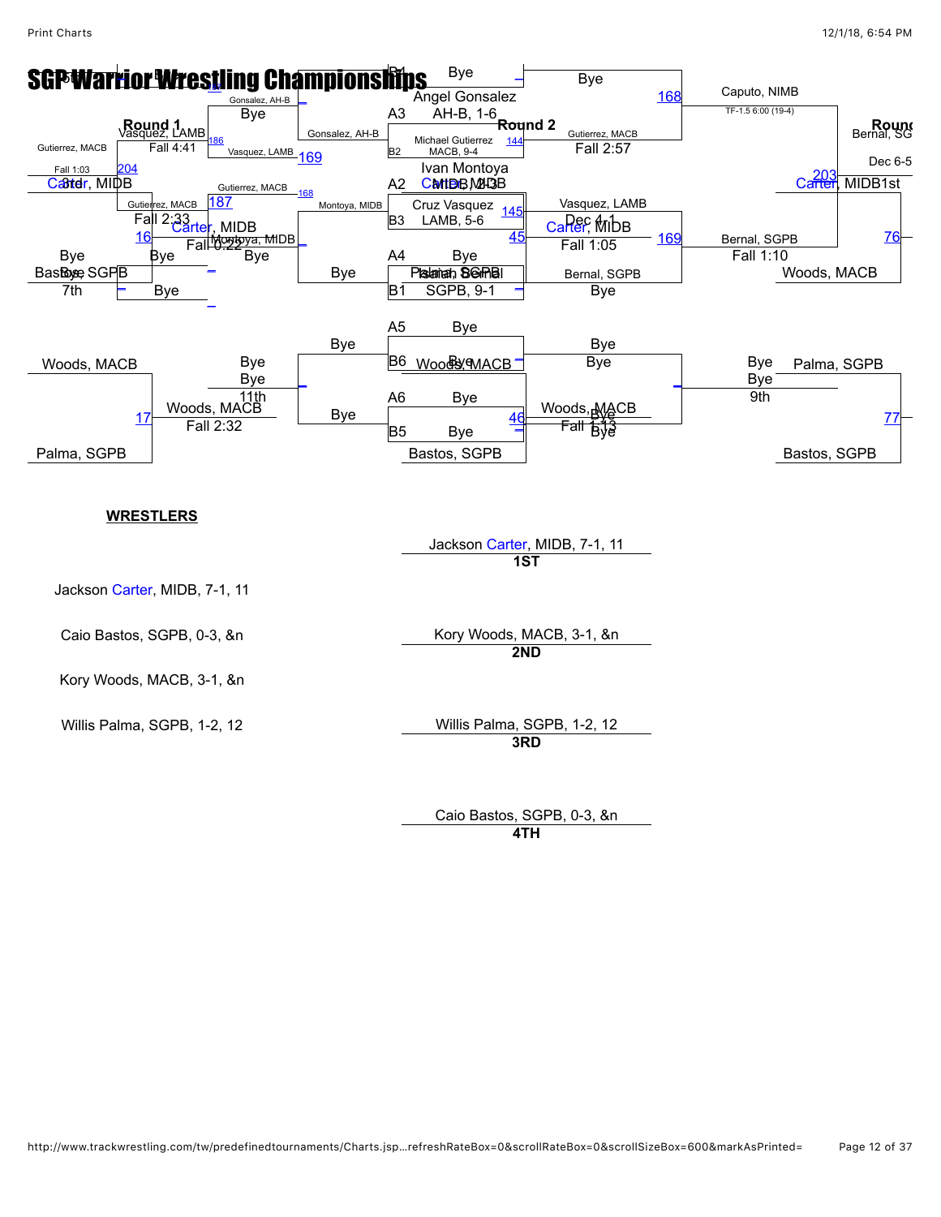# SGP Warrior Wrestling Championships

Round 1

Round 2

Gonsalez, AH-B
Bye
Gonsalez, AH-B
Vasquez, LAMB
Fall 4:41
Vasquez, LAMB 169
Gutierrez, MACB
Fall 1:03 204
Carter, MIDB
Gutierrez, MACB 168
Gutierrez, MACB 187
Fall 2:33
Carter, MIDB
Montoya, MIDB
16
Fall 0:22
Montoya, MIDB
Bye
Bye
Bye
Bastos, SGPB
7th
Bye

B4 Bye
A3 Angel Gonsalez AH-B, 1-6
B2 Michael Gutierrez MACB, 9-4 144
A2 Ivan Montoya MIDB, 2-3
Carter, MIDB
B3 Cruz Vasquez LAMB, 5-6 145
45
A4 Bye
B1 Isaiah Bernal SGPB, 9-1
Palma, SGPB

Bye 168
Gutierrez, MACB
Fall 2:57
Vasquez, LAMB
Dec 4-1
Carter, MIDB
Fall 1:05 169
Bernal, SGPB
Bye

Caputo, NIMB
TF-1.5 6:00 (19-4)
Bernal, SGPB
Fall 1:10
Carter, MIDB 203
Bernal, SG
Dec 6-5
Carter, MIDB 1st
76
Woods, MACB

Woods, MACB
17
Woods, MACB
Fall 2:32
Palma, SGPB
Bye
Bye
11th

A5 Bye
B6 Woods, MACB
Bye
A6 Bye
B5 Bye
Bastos, SGPB
46

Bye
Bye
Woods, MACB
Fall 1:13
Bye

Bye
Bye
9th
Palma, SGPB
77
Bastos, SGPB

**WRESTLERS**

Jackson Carter, MIDB, 7-1, 11

Caio Bastos, SGPB, 0-3, &n

Kory Woods, MACB, 3-1, &n

Willis Palma, SGPB, 1-2, 12

Jackson Carter, MIDB, 7-1, 11
**1ST**

Kory Woods, MACB, 3-1, &n
**2ND**

Willis Palma, SGPB, 1-2, 12
**3RD**

Caio Bastos, SGPB, 0-3, &n
**4TH**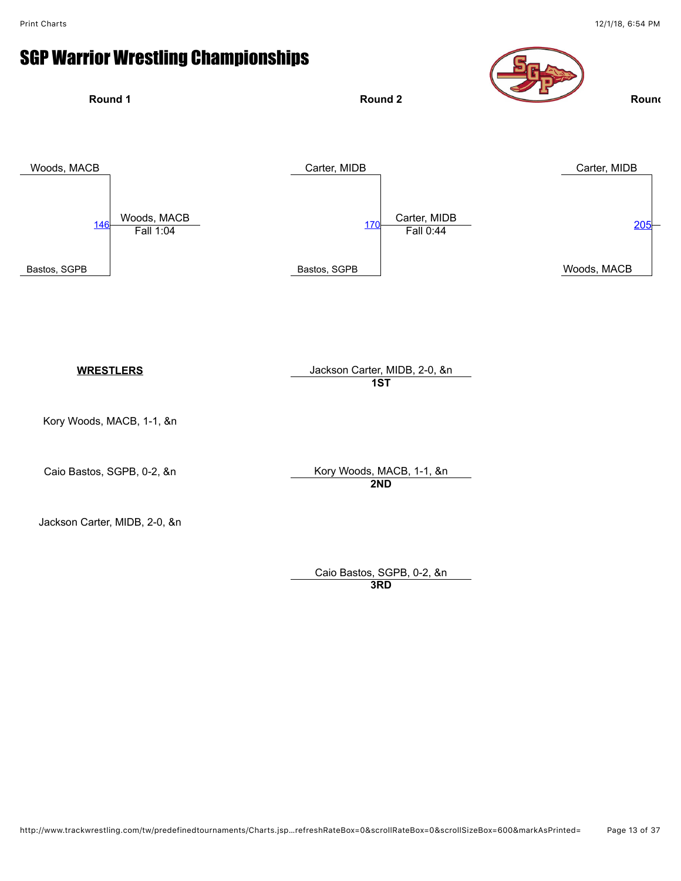# SGP Warrior Wrestling Championships

**Round 1**

Woods, MACB
146 — Woods, MACB, Fall 1:04
Bastos, SGPB

**Round 2**

Carter, MIDB
170 — Carter, MIDB, Fall 0:44
Bastos, SGPB

**Round**

Carter, MIDB
205
Woods, MACB

**WRESTLERS**

Kory Woods, MACB, 1-1, &n

Caio Bastos, SGPB, 0-2, &n

Jackson Carter, MIDB, 2-0, &n

Jackson Carter, MIDB, 2-0, &n
**1ST**

Kory Woods, MACB, 1-1, &n
**2ND**

Caio Bastos, SGPB, 0-2, &n
**3RD**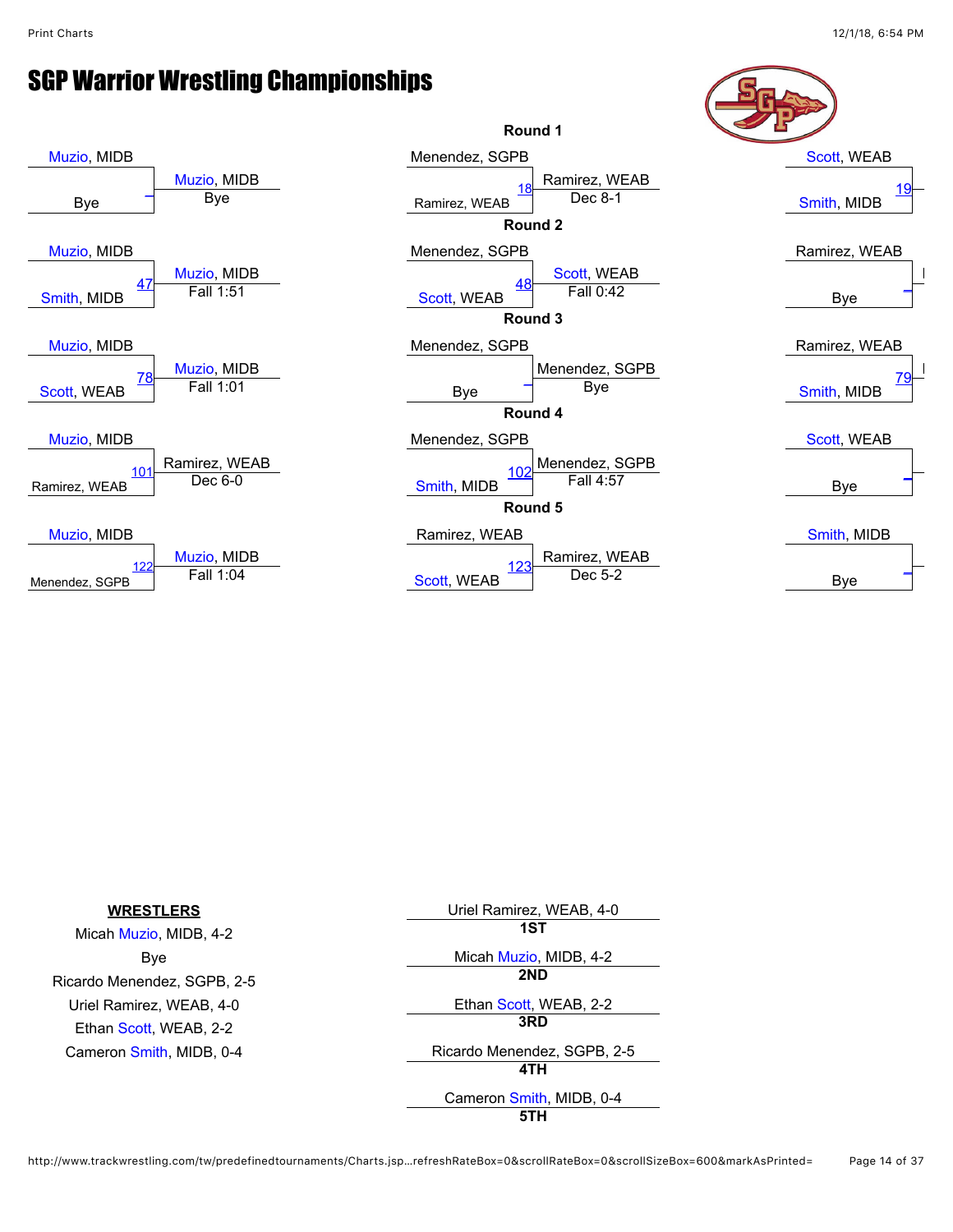# SGP Warrior Wrestling Championships

## Round 1

| Wrestler 1 | Wrestler 2 | Bout | Winner | Result |
| --- | --- | --- | --- | --- |
| Muzio, MIDB | Bye | – | Muzio, MIDB | Bye |
| Menendez, SGPB | Ramirez, WEAB | 18 | Ramirez, WEAB | Dec 8-1 |
| Scott, WEAB | Smith, MIDB | 19 | | |

## Round 2

| Wrestler 1 | Wrestler 2 | Bout | Winner | Result |
| --- | --- | --- | --- | --- |
| Muzio, MIDB | Smith, MIDB | 47 | Muzio, MIDB | Fall 1:51 |
| Menendez, SGPB | Scott, WEAB | 48 | Scott, WEAB | Fall 0:42 |
| Ramirez, WEAB | Bye | – | | |

## Round 3

| Wrestler 1 | Wrestler 2 | Bout | Winner | Result |
| --- | --- | --- | --- | --- |
| Muzio, MIDB | Scott, WEAB | 78 | Muzio, MIDB | Fall 1:01 |
| Menendez, SGPB | Bye | – | Menendez, SGPB | Bye |
| Ramirez, WEAB | Smith, MIDB | 79 | | |

## Round 4

| Wrestler 1 | Wrestler 2 | Bout | Winner | Result |
| --- | --- | --- | --- | --- |
| Muzio, MIDB | Ramirez, WEAB | 101 | Ramirez, WEAB | Dec 6-0 |
| Menendez, SGPB | Smith, MIDB | 102 | Menendez, SGPB | Fall 4:57 |
| Scott, WEAB | Bye | – | | |

## Round 5

| Wrestler 1 | Wrestler 2 | Bout | Winner | Result |
| --- | --- | --- | --- | --- |
| Muzio, MIDB | Menendez, SGPB | 122 | Muzio, MIDB | Fall 1:04 |
| Ramirez, WEAB | Scott, WEAB | 123 | Ramirez, WEAB | Dec 5-2 |
| Smith, MIDB | Bye | – | | |

**WRESTLERS**

Micah Muzio, MIDB, 4-2
Bye
Ricardo Menendez, SGPB, 2-5
Uriel Ramirez, WEAB, 4-0
Ethan Scott, WEAB, 2-2
Cameron Smith, MIDB, 0-4

| Place | Wrestler |
| --- | --- |
| 1ST | Uriel Ramirez, WEAB, 4-0 |
| 2ND | Micah Muzio, MIDB, 4-2 |
| 3RD | Ethan Scott, WEAB, 2-2 |
| 4TH | Ricardo Menendez, SGPB, 2-5 |
| 5TH | Cameron Smith, MIDB, 0-4 |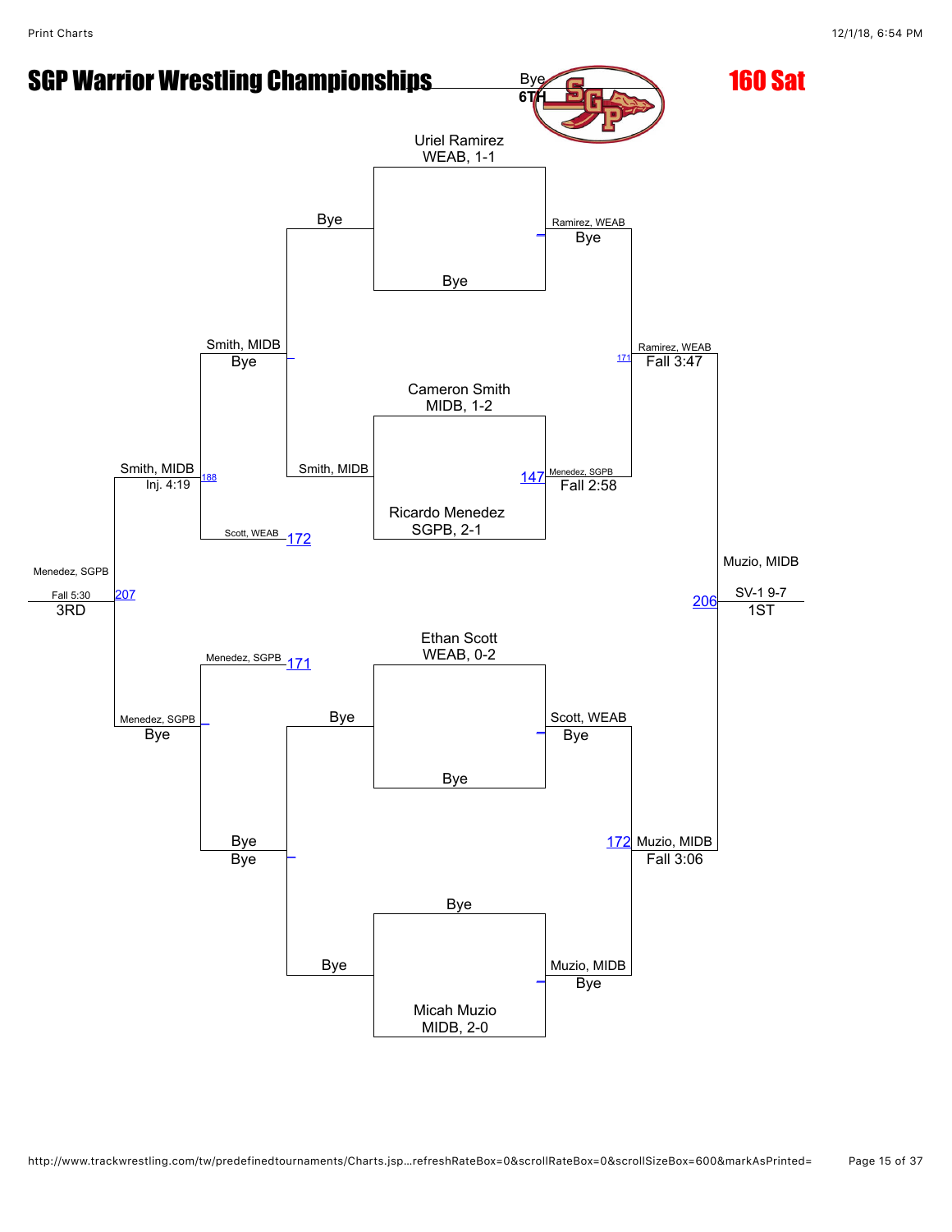# SGP Warrior Wrestling Championships

## 160 Sat

### Championship Bracket

**Round 1**

- Uriel Ramirez, WEAB, 1-1 vs. Bye → Ramirez, WEAB (Bye)
- Cameron Smith, MIDB, 1-2 vs. Ricardo Menedez, SGPB, 2-1 → Menedez, SGPB (Fall 2:58) — Bout 147
- Ethan Scott, WEAB, 0-2 vs. Bye → Scott, WEAB (Bye)
- Bye vs. Micah Muzio, MIDB, 2-0 → Muzio, MIDB (Bye)

**Semifinals**

- Ramirez, WEAB vs. Menedez, SGPB → Ramirez, WEAB (Fall 3:47) — Bout 171
- Scott, WEAB vs. Muzio, MIDB → Muzio, MIDB (Fall 3:06) — Bout 172

**Final (1ST)**

- Ramirez, WEAB vs. Muzio, MIDB → Muzio, MIDB (SV-1 9-7) — Bout 206

### Consolation Bracket

- Bye vs. Smith, MIDB → Smith, MIDB (Bye)
- Bye vs. Bye → Bye (Bye)
- Smith, MIDB vs. Scott, WEAB — Bout 172 → Smith, MIDB (Bye)
- Menedez, SGPB — Bout 171 vs. Bye → Menedez, SGPB (Bye)
- Smith, MIDB vs. Menedez, SGPB — Bout 188 → Smith, MIDB (Inj. 4:19)

**3RD**

- Menedez, SGPB (Fall 5:30) — Bout 207

**6TH**

- Bye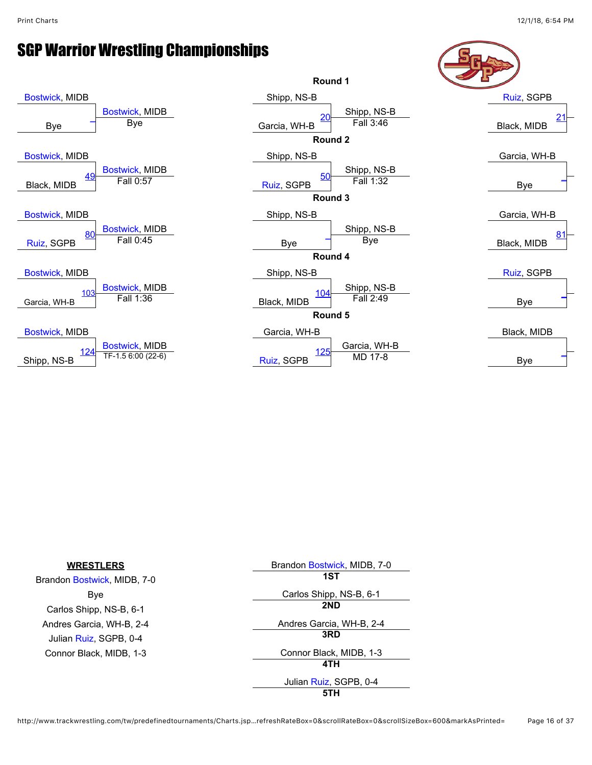# SGP Warrior Wrestling Championships

## Round 1

| Wrestler 1 | Wrestler 2 | Bout | Winner | Result |
|---|---|---|---|---|
| Bostwick, MIDB | Bye | – | Bostwick, MIDB | Bye |
| Shipp, NS-B | Garcia, WH-B | 20 | Shipp, NS-B | Fall 3:46 |
| Ruiz, SGPB | Black, MIDB | 21 | | |

## Round 2

| Wrestler 1 | Wrestler 2 | Bout | Winner | Result |
|---|---|---|---|---|
| Bostwick, MIDB | Black, MIDB | 49 | Bostwick, MIDB | Fall 0:57 |
| Shipp, NS-B | Ruiz, SGPB | 50 | Shipp, NS-B | Fall 1:32 |
| Garcia, WH-B | Bye | – | | |

## Round 3

| Wrestler 1 | Wrestler 2 | Bout | Winner | Result |
|---|---|---|---|---|
| Bostwick, MIDB | Ruiz, SGPB | 80 | Bostwick, MIDB | Fall 0:45 |
| Shipp, NS-B | Bye | – | Shipp, NS-B | Bye |
| Garcia, WH-B | Black, MIDB | 81 | | |

## Round 4

| Wrestler 1 | Wrestler 2 | Bout | Winner | Result |
|---|---|---|---|---|
| Bostwick, MIDB | Garcia, WH-B | 103 | Bostwick, MIDB | Fall 1:36 |
| Shipp, NS-B | Black, MIDB | 104 | Shipp, NS-B | Fall 2:49 |
| Ruiz, SGPB | Bye | – | | |

## Round 5

| Wrestler 1 | Wrestler 2 | Bout | Winner | Result |
|---|---|---|---|---|
| Bostwick, MIDB | Shipp, NS-B | 124 | Bostwick, MIDB | TF-1.5 6:00 (22-6) |
| Garcia, WH-B | Ruiz, SGPB | 125 | Garcia, WH-B | MD 17-8 |
| Black, MIDB | Bye | – | | |

**WRESTLERS**

- Brandon Bostwick, MIDB, 7-0
- Bye
- Carlos Shipp, NS-B, 6-1
- Andres Garcia, WH-B, 2-4
- Julian Ruiz, SGPB, 0-4
- Connor Black, MIDB, 1-3

| Place | Wrestler |
|---|---|
| **1ST** | Brandon Bostwick, MIDB, 7-0 |
| **2ND** | Carlos Shipp, NS-B, 6-1 |
| **3RD** | Andres Garcia, WH-B, 2-4 |
| **4TH** | Connor Black, MIDB, 1-3 |
| **5TH** | Julian Ruiz, SGPB, 0-4 |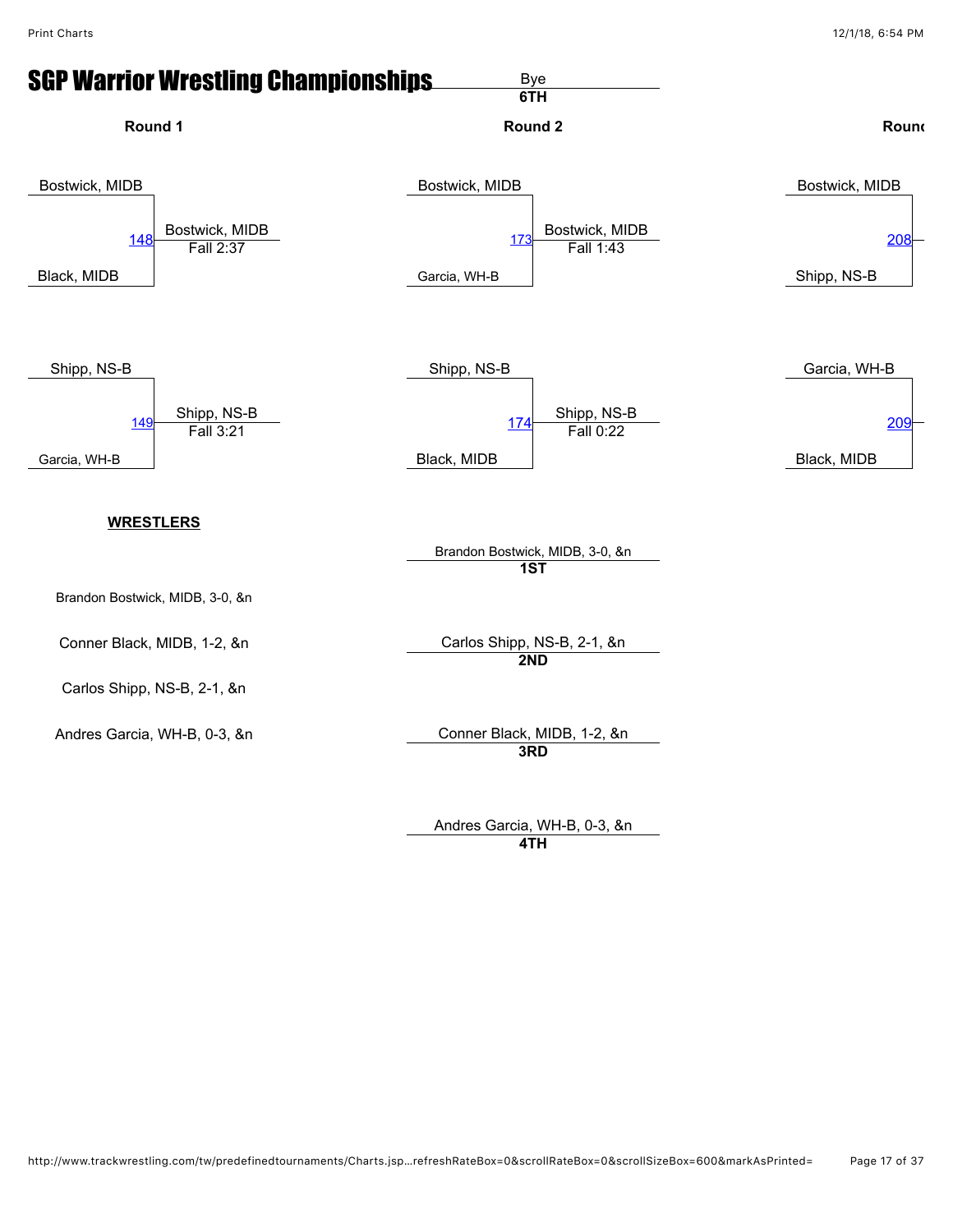# SGP Warrior Wrestling Championships

Bye
**6TH**

### Round 1

Bostwick, MIDB
148 — Bostwick, MIDB — Fall 2:37
Black, MIDB

Shipp, NS-B
149 — Shipp, NS-B — Fall 3:21
Garcia, WH-B

### Round 2

Bostwick, MIDB
173 — Bostwick, MIDB — Fall 1:43
Garcia, WH-B

Shipp, NS-B
174 — Shipp, NS-B — Fall 0:22
Black, MIDB

### Round

Bostwick, MIDB
208
Shipp, NS-B

Garcia, WH-B
209
Black, MIDB

**WRESTLERS**

Brandon Bostwick, MIDB, 3-0, &n

Conner Black, MIDB, 1-2, &n

Carlos Shipp, NS-B, 2-1, &n

Andres Garcia, WH-B, 0-3, &n

Brandon Bostwick, MIDB, 3-0, &n
**1ST**

Carlos Shipp, NS-B, 2-1, &n
**2ND**

Conner Black, MIDB, 1-2, &n
**3RD**

Andres Garcia, WH-B, 0-3, &n
**4TH**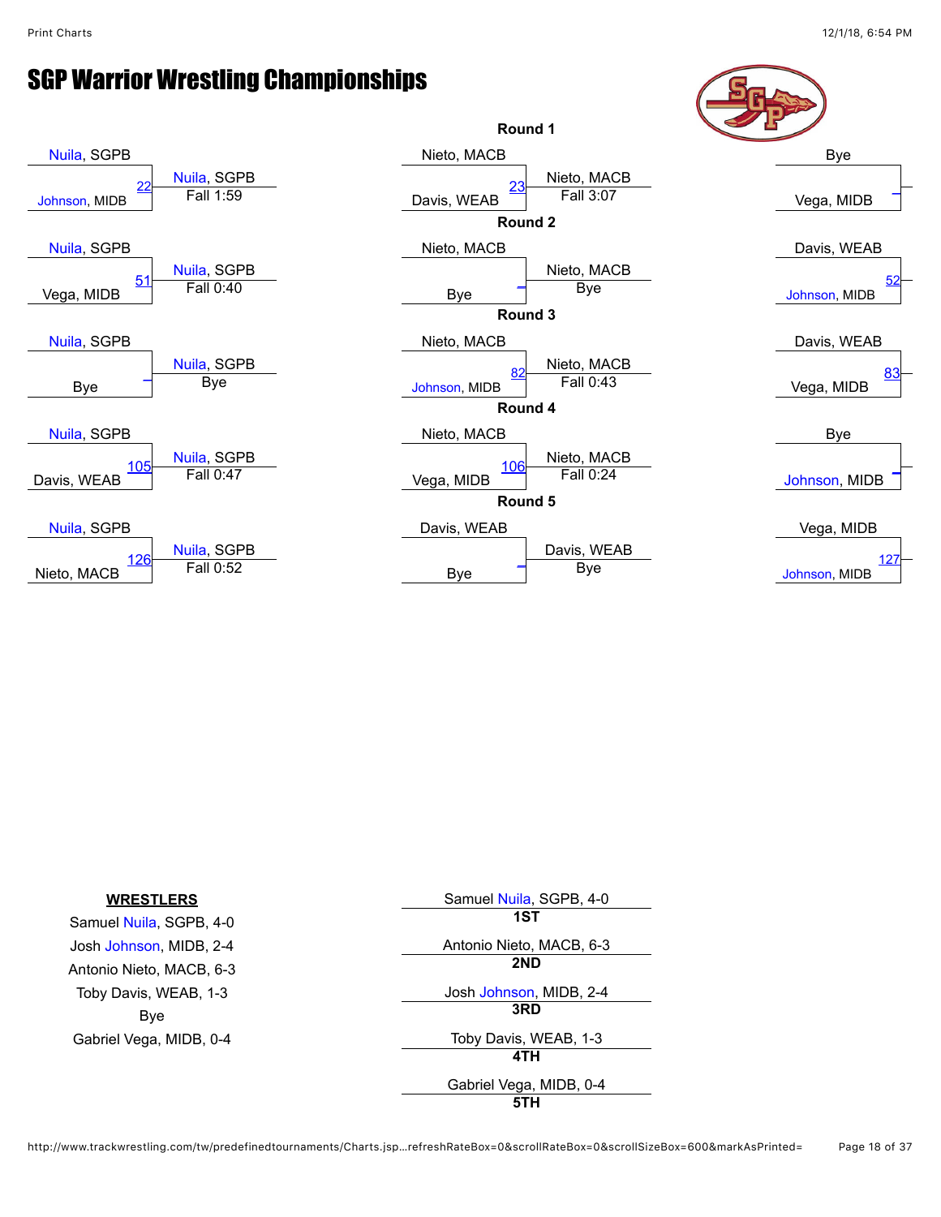# SGP Warrior Wrestling Championships

## Round 1

| Wrestler 1 | Wrestler 2 | Bout | Winner | Result |
|---|---|---|---|---|
| Nuila, SGPB | Johnson, MIDB | 22 | Nuila, SGPB | Fall 1:59 |
| Nieto, MACB | Davis, WEAB | 23 | Nieto, MACB | Fall 3:07 |
| Bye | Vega, MIDB | _ | | |

## Round 2

| Wrestler 1 | Wrestler 2 | Bout | Winner | Result |
|---|---|---|---|---|
| Nuila, SGPB | Vega, MIDB | 51 | Nuila, SGPB | Fall 0:40 |
| Nieto, MACB | Bye | _ | Nieto, MACB | Bye |
| Davis, WEAB | Johnson, MIDB | 52 | | |

## Round 3

| Wrestler 1 | Wrestler 2 | Bout | Winner | Result |
|---|---|---|---|---|
| Nuila, SGPB | Bye | _ | Nuila, SGPB | Bye |
| Nieto, MACB | Johnson, MIDB | 82 | Nieto, MACB | Fall 0:43 |
| Davis, WEAB | Vega, MIDB | 83 | | |

## Round 4

| Wrestler 1 | Wrestler 2 | Bout | Winner | Result |
|---|---|---|---|---|
| Nuila, SGPB | Davis, WEAB | 105 | Nuila, SGPB | Fall 0:47 |
| Nieto, MACB | Vega, MIDB | 106 | Nieto, MACB | Fall 0:24 |
| Bye | Johnson, MIDB | _ | | |

## Round 5

| Wrestler 1 | Wrestler 2 | Bout | Winner | Result |
|---|---|---|---|---|
| Nuila, SGPB | Nieto, MACB | 126 | Nuila, SGPB | Fall 0:52 |
| Davis, WEAB | Bye | _ | Davis, WEAB | Bye |
| Vega, MIDB | Johnson, MIDB | 127 | | |

**WRESTLERS**

- Samuel Nuila, SGPB, 4-0
- Josh Johnson, MIDB, 2-4
- Antonio Nieto, MACB, 6-3
- Toby Davis, WEAB, 1-3
- Bye
- Gabriel Vega, MIDB, 0-4

| Place | Wrestler |
|---|---|
| 1ST | Samuel Nuila, SGPB, 4-0 |
| 2ND | Antonio Nieto, MACB, 6-3 |
| 3RD | Josh Johnson, MIDB, 2-4 |
| 4TH | Toby Davis, WEAB, 1-3 |
| 5TH | Gabriel Vega, MIDB, 0-4 |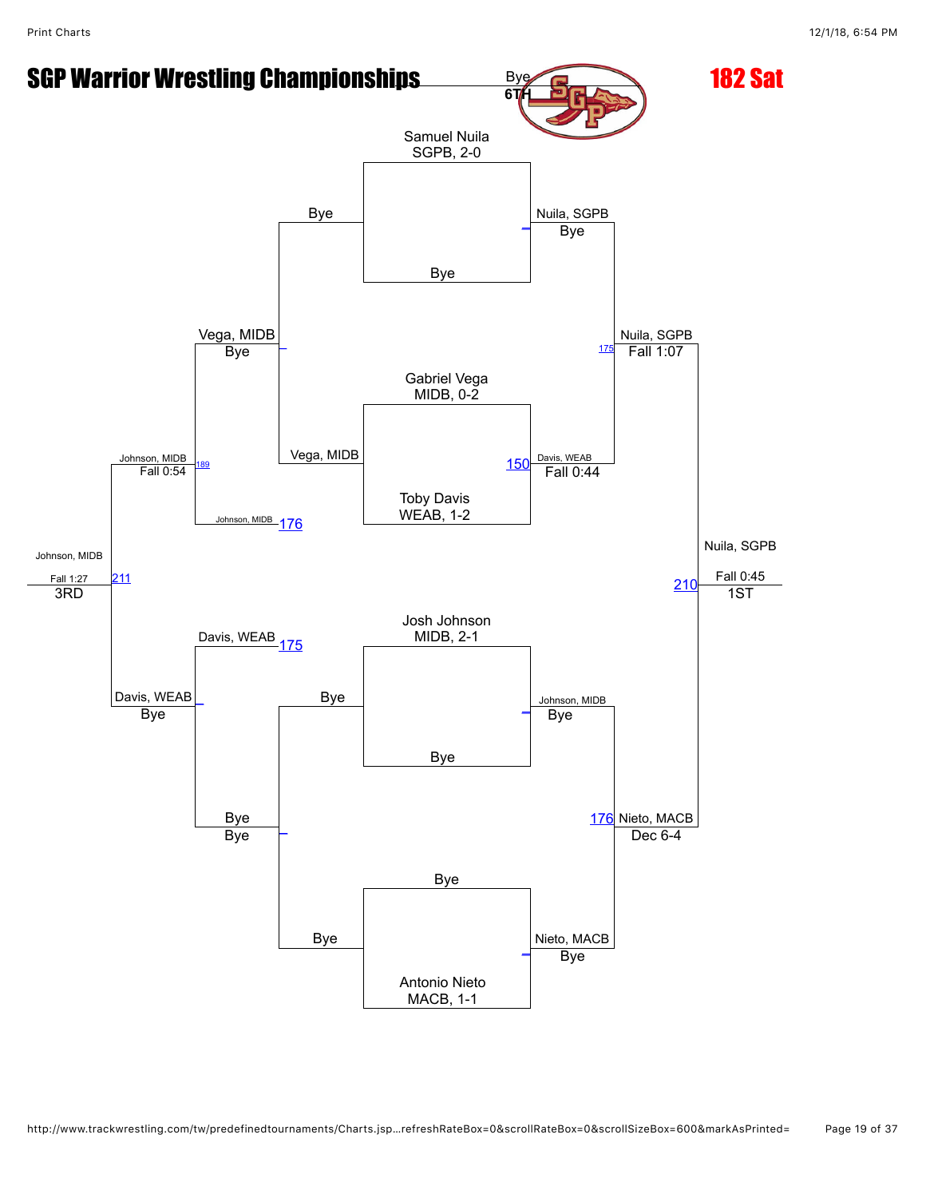# SGP Warrior Wrestling Championships

## 182 Sat

Bye
6TH

**Pool wrestlers:**

- Samuel Nuila, SGPB, 2-0
- Gabriel Vega, MIDB, 0-2
- Toby Davis, WEAB, 1-2
- Josh Johnson, MIDB, 2-1
- Antonio Nieto, MACB, 1-1

**Championship side (right):**

- Samuel Nuila vs Bye — Nuila, SGPB, Bye
- Vega, MIDB vs Toby Davis (150) — Davis, WEAB, Fall 0:44
- Nuila, SGPB vs Davis, WEAB (175) — Nuila, SGPB, Fall 1:07
- Josh Johnson vs Bye — Johnson, MIDB, Bye
- Bye vs Antonio Nieto — Nieto, MACB, Bye
- Johnson, MIDB vs Nieto, MACB (176) — Nieto, MACB, Dec 6-4
- Nuila, SGPB vs Nieto, MACB (210) — Nuila, SGPB, Fall 0:45 — 1ST

**Consolation side (left):**

- Bye / Vega, MIDB — Vega, MIDB, Bye
- Johnson, MIDB (176)
- Vega, MIDB vs Johnson, MIDB (189) — Johnson, MIDB, Fall 0:54
- Davis, WEAB (175)
- Bye / Bye — Bye, Bye
- Davis, WEAB vs Bye — Davis, WEAB, Bye
- Johnson, MIDB vs Davis, WEAB (211) — Johnson, MIDB, Fall 1:27 — 3RD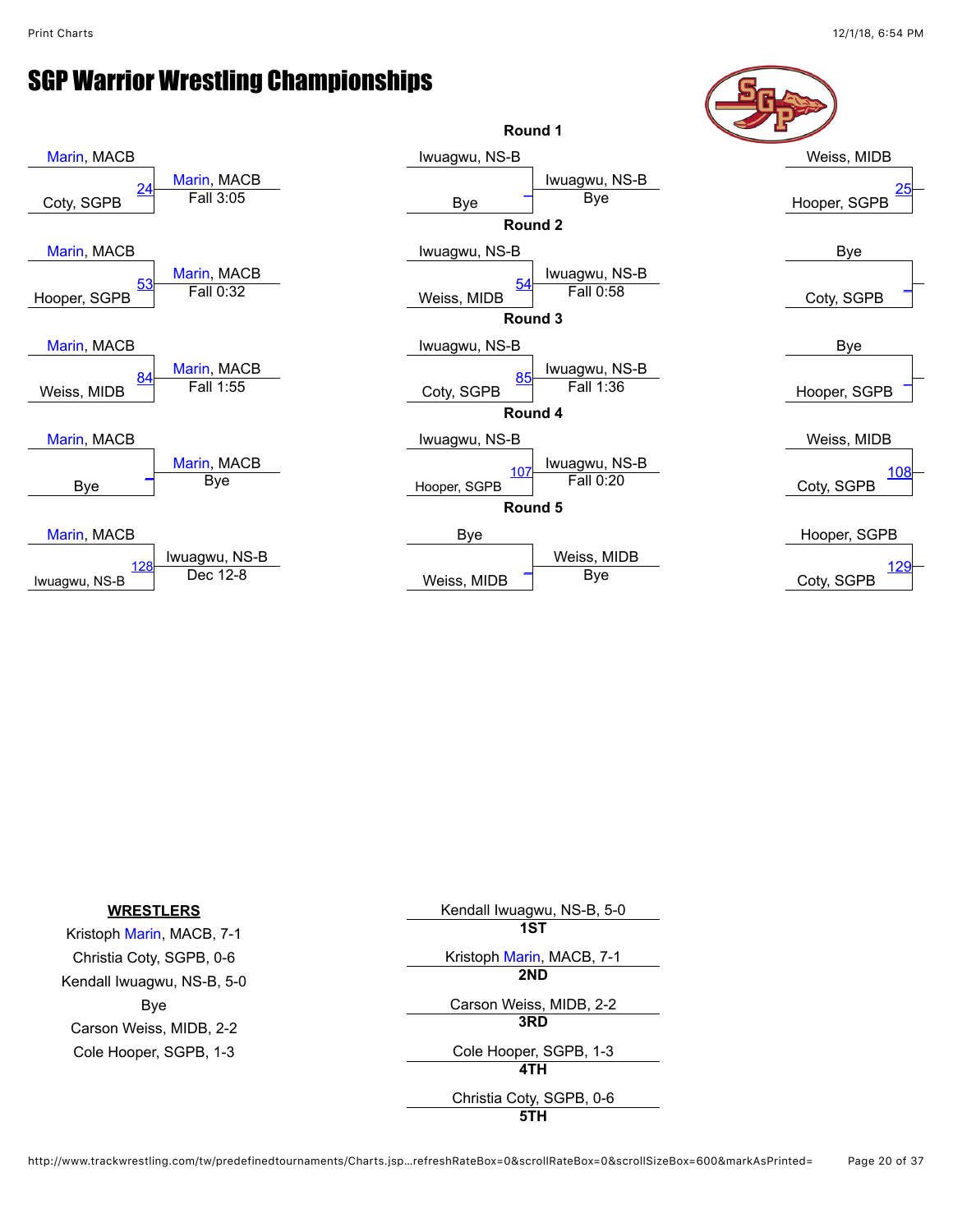# SGP Warrior Wrestling Championships

## Round 1

| Wrestler 1 | Wrestler 2 | Bout | Winner | Result |
|---|---|---|---|---|
| Marin, MACB | Coty, SGPB | 24 | Marin, MACB | Fall 3:05 |
| Iwuagwu, NS-B | Bye | – | Iwuagwu, NS-B | Bye |
| Weiss, MIDB | Hooper, SGPB | 25 | | |

## Round 2

| Wrestler 1 | Wrestler 2 | Bout | Winner | Result |
|---|---|---|---|---|
| Marin, MACB | Hooper, SGPB | 53 | Marin, MACB | Fall 0:32 |
| Iwuagwu, NS-B | Weiss, MIDB | 54 | Iwuagwu, NS-B | Fall 0:58 |
| Bye | Coty, SGPB | – | | |

## Round 3

| Wrestler 1 | Wrestler 2 | Bout | Winner | Result |
|---|---|---|---|---|
| Marin, MACB | Weiss, MIDB | 84 | Marin, MACB | Fall 1:55 |
| Iwuagwu, NS-B | Coty, SGPB | 85 | Iwuagwu, NS-B | Fall 1:36 |
| Bye | Hooper, SGPB | – | | |

## Round 4

| Wrestler 1 | Wrestler 2 | Bout | Winner | Result |
|---|---|---|---|---|
| Marin, MACB | Bye | – | Marin, MACB | Bye |
| Iwuagwu, NS-B | Hooper, SGPB | 107 | Iwuagwu, NS-B | Fall 0:20 |
| Weiss, MIDB | Coty, SGPB | 108 | | |

## Round 5

| Wrestler 1 | Wrestler 2 | Bout | Winner | Result |
|---|---|---|---|---|
| Marin, MACB | Iwuagwu, NS-B | 128 | Iwuagwu, NS-B | Dec 12-8 |
| Bye | Weiss, MIDB | – | Weiss, MIDB | Bye |
| Hooper, SGPB | Coty, SGPB | 129 | | |

**WRESTLERS**

Kristoph Marin, MACB, 7-1
Christia Coty, SGPB, 0-6
Kendall Iwuagwu, NS-B, 5-0
Bye
Carson Weiss, MIDB, 2-2
Cole Hooper, SGPB, 1-3

| Place | Wrestler |
|---|---|
| 1ST | Kendall Iwuagwu, NS-B, 5-0 |
| 2ND | Kristoph Marin, MACB, 7-1 |
| 3RD | Carson Weiss, MIDB, 2-2 |
| 4TH | Cole Hooper, SGPB, 1-3 |
| 5TH | Christia Coty, SGPB, 0-6 |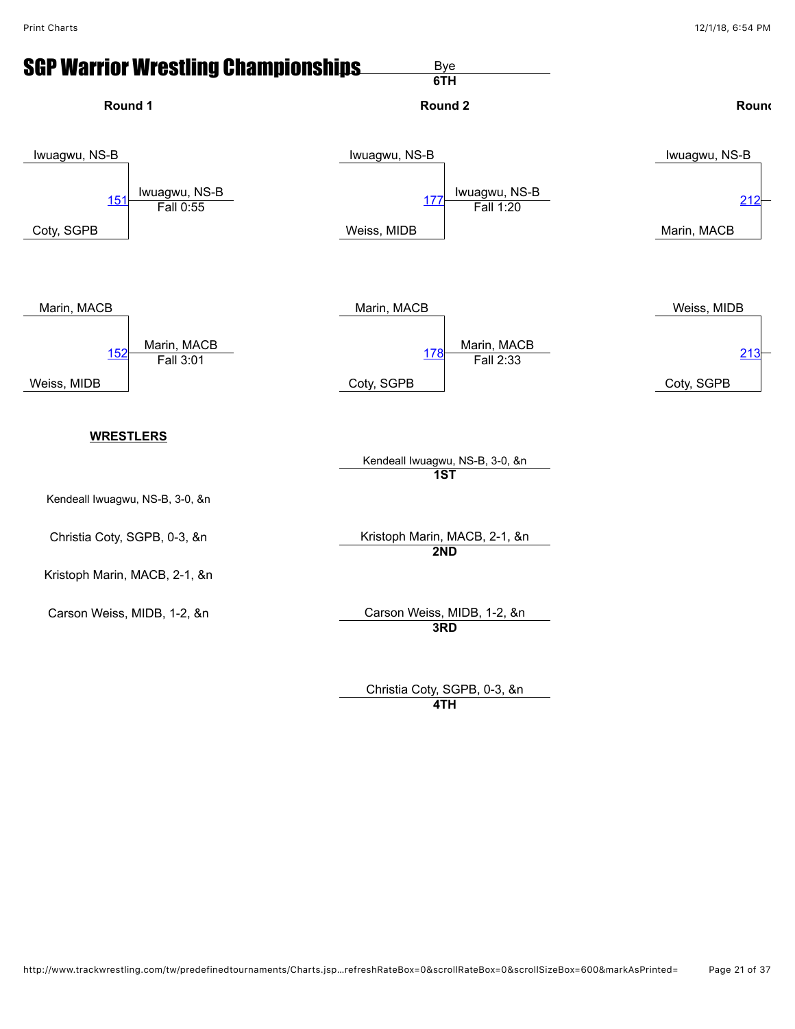# SGP Warrior Wrestling Championships

Bye
**6TH**

## Round 1

Iwuagwu, NS-B
151 — Iwuagwu, NS-B, Fall 0:55
Coty, SGPB

Marin, MACB
152 — Marin, MACB, Fall 3:01
Weiss, MIDB

## Round 2

Iwuagwu, NS-B
177 — Iwuagwu, NS-B, Fall 1:20
Weiss, MIDB

Marin, MACB
178 — Marin, MACB, Fall 2:33
Coty, SGPB

## Round

Iwuagwu, NS-B
212
Marin, MACB

Weiss, MIDB
213
Coty, SGPB

## WRESTLERS

Kendeall Iwuagwu, NS-B, 3-0, &n

Christia Coty, SGPB, 0-3, &n

Kristoph Marin, MACB, 2-1, &n

Carson Weiss, MIDB, 1-2, &n

## Placements

Kendeall Iwuagwu, NS-B, 3-0, &n
**1ST**

Kristoph Marin, MACB, 2-1, &n
**2ND**

Carson Weiss, MIDB, 1-2, &n
**3RD**

Christia Coty, SGPB, 0-3, &n
**4TH**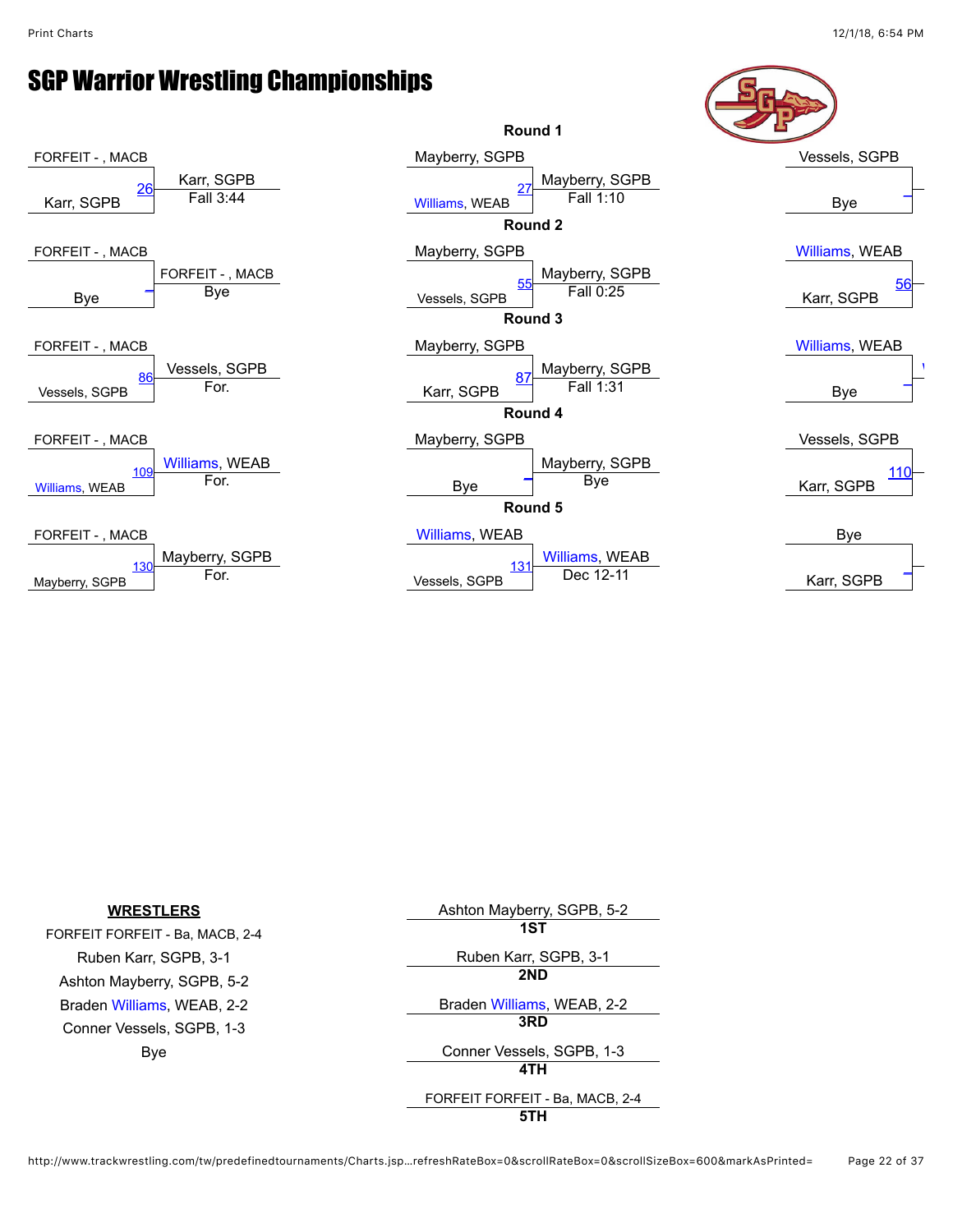# SGP Warrior Wrestling Championships

## Round 1

| Wrestler 1 | Wrestler 2 | Bout | Winner | Result |
|---|---|---|---|---|
| FORFEIT - , MACB | Karr, SGPB | 26 | Karr, SGPB | Fall 3:44 |
| Mayberry, SGPB | Williams, WEAB | 27 | Mayberry, SGPB | Fall 1:10 |
| Vessels, SGPB | Bye | _ | | |

## Round 2

| Wrestler 1 | Wrestler 2 | Bout | Winner | Result |
|---|---|---|---|---|
| FORFEIT - , MACB | Bye | _ | FORFEIT - , MACB | Bye |
| Mayberry, SGPB | Vessels, SGPB | 55 | Mayberry, SGPB | Fall 0:25 |
| Williams, WEAB | Karr, SGPB | 56 | | |

## Round 3

| Wrestler 1 | Wrestler 2 | Bout | Winner | Result |
|---|---|---|---|---|
| FORFEIT - , MACB | Vessels, SGPB | 86 | Vessels, SGPB | For. |
| Mayberry, SGPB | Karr, SGPB | 87 | Mayberry, SGPB | Fall 1:31 |
| Williams, WEAB | Bye | _ | | |

## Round 4

| Wrestler 1 | Wrestler 2 | Bout | Winner | Result |
|---|---|---|---|---|
| FORFEIT - , MACB | Williams, WEAB | 109 | Williams, WEAB | For. |
| Mayberry, SGPB | Bye | _ | Mayberry, SGPB | Bye |
| Vessels, SGPB | Karr, SGPB | 110 | | |

## Round 5

| Wrestler 1 | Wrestler 2 | Bout | Winner | Result |
|---|---|---|---|---|
| FORFEIT - , MACB | Mayberry, SGPB | 130 | Mayberry, SGPB | For. |
| Williams, WEAB | Vessels, SGPB | 131 | Williams, WEAB | Dec 12-11 |
| Bye | Karr, SGPB | _ | | |

**WRESTLERS**

FORFEIT FORFEIT - Ba, MACB, 2-4

Ruben Karr, SGPB, 3-1

Ashton Mayberry, SGPB, 5-2

Braden Williams, WEAB, 2-2

Conner Vessels, SGPB, 1-3

Bye

| Place | Wrestler |
|---|---|
| **1ST** | Ashton Mayberry, SGPB, 5-2 |
| **2ND** | Ruben Karr, SGPB, 3-1 |
| **3RD** | Braden Williams, WEAB, 2-2 |
| **4TH** | Conner Vessels, SGPB, 1-3 |
| **5TH** | FORFEIT FORFEIT - Ba, MACB, 2-4 |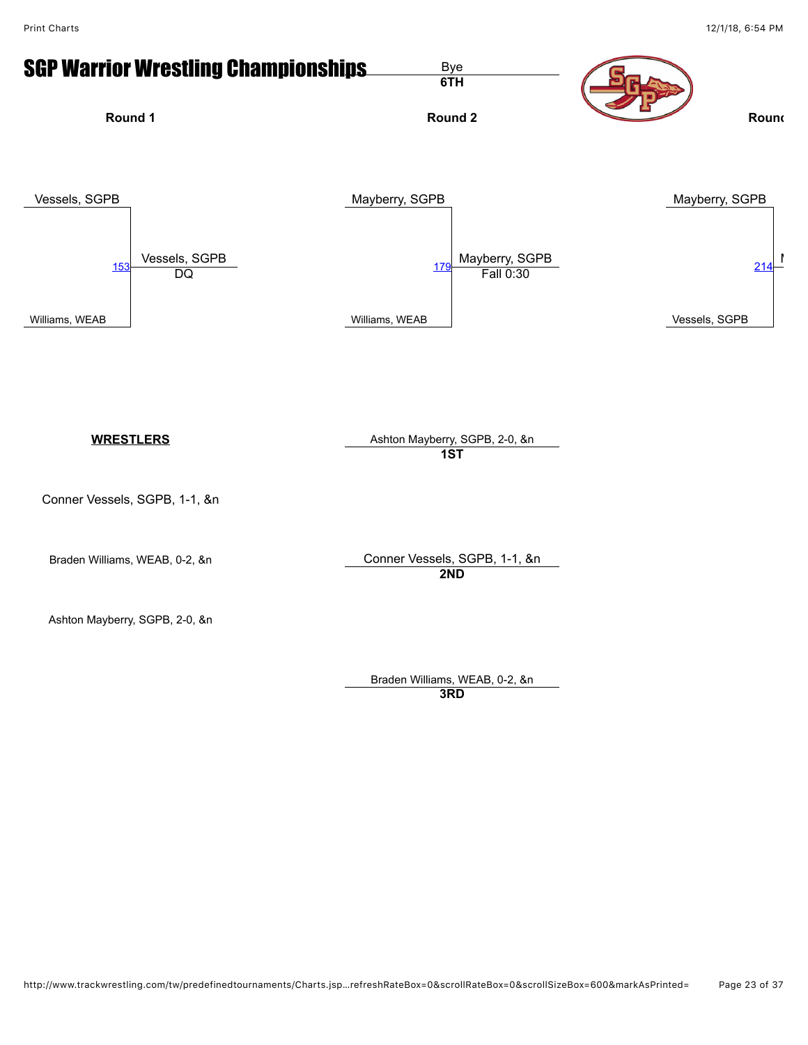# SGP Warrior Wrestling Championships

Bye
**6TH**

**Round 1**

Vessels, SGPB
153 Vessels, SGPB
DQ
Williams, WEAB

**Round 2**

Mayberry, SGPB
179 Mayberry, SGPB
Fall 0:30
Williams, WEAB

**Round**

Mayberry, SGPB
214
Vessels, SGPB

**WRESTLERS**

Conner Vessels, SGPB, 1-1, &n

Braden Williams, WEAB, 0-2, &n

Ashton Mayberry, SGPB, 2-0, &n

Ashton Mayberry, SGPB, 2-0, &n
**1ST**

Conner Vessels, SGPB, 1-1, &n
**2ND**

Braden Williams, WEAB, 0-2, &n
**3RD**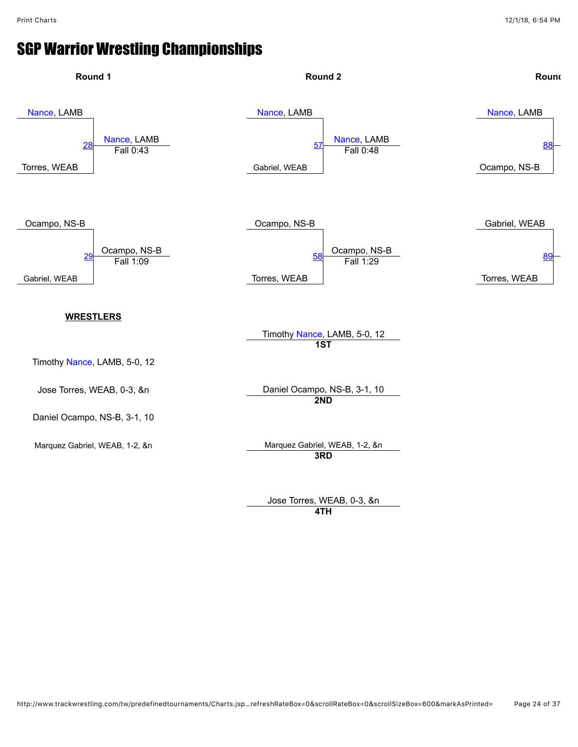# SGP Warrior Wrestling Championships

## Round 1

Nance, LAMB
Torres, WEAB
28 — Nance, LAMB — Fall 0:43

Ocampo, NS-B
Gabriel, WEAB
29 — Ocampo, NS-B — Fall 1:09

## Round 2

Nance, LAMB
Gabriel, WEAB
57 — Nance, LAMB — Fall 0:48

Ocampo, NS-B
Torres, WEAB
58 — Ocampo, NS-B — Fall 1:29

## Round

Nance, LAMB
Ocampo, NS-B
88

Gabriel, WEAB
Torres, WEAB
89

**WRESTLERS**

Timothy Nance, LAMB, 5-0, 12

Jose Torres, WEAB, 0-3, &n

Daniel Ocampo, NS-B, 3-1, 10

Marquez Gabriel, WEAB, 1-2, &n

Timothy Nance, LAMB, 5-0, 12
**1ST**

Daniel Ocampo, NS-B, 3-1, 10
**2ND**

Marquez Gabriel, WEAB, 1-2, &n
**3RD**

Jose Torres, WEAB, 0-3, &n
**4TH**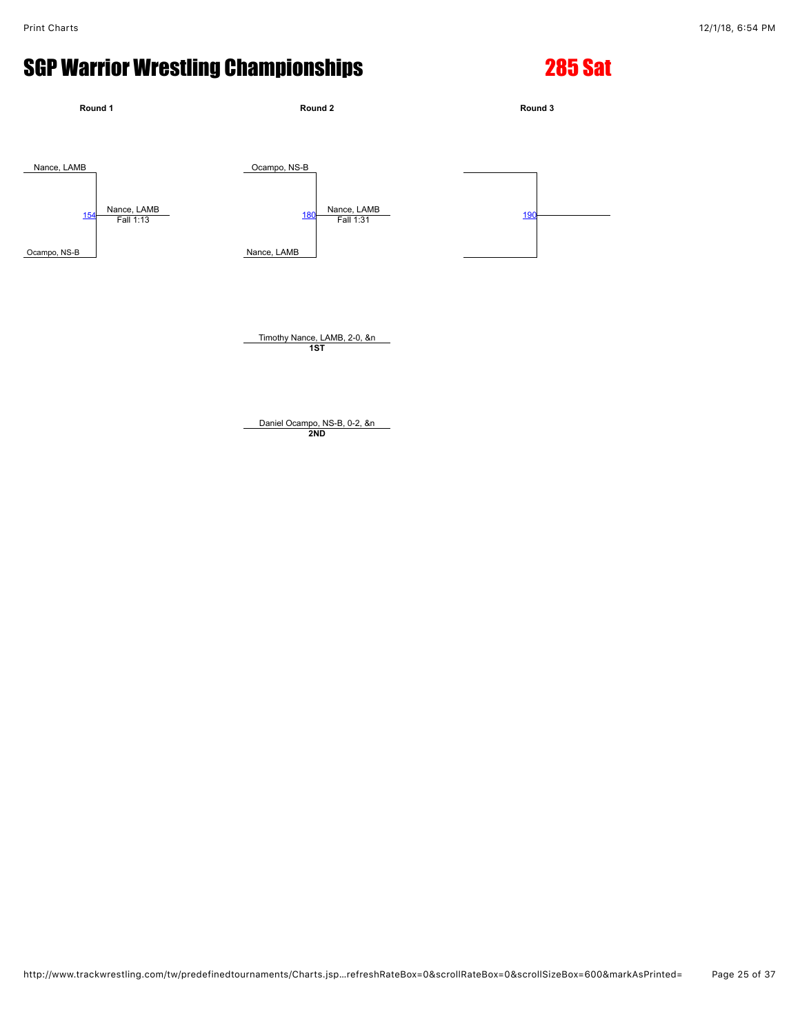# SGP Warrior Wrestling Championships

## 285 Sat

| Round 1 | | Round 2 | | Round 3 |
|---|---|---|---|---|
| Nance, LAMB | | Ocampo, NS-B | | |
| 154 | Nance, LAMB Fall 1:13 | 180 | Nance, LAMB Fall 1:31 | 190 |
| Ocampo, NS-B | | Nance, LAMB | | |

Timothy Nance, LAMB, 2-0, &n
**1ST**

Daniel Ocampo, NS-B, 0-2, &n
**2ND**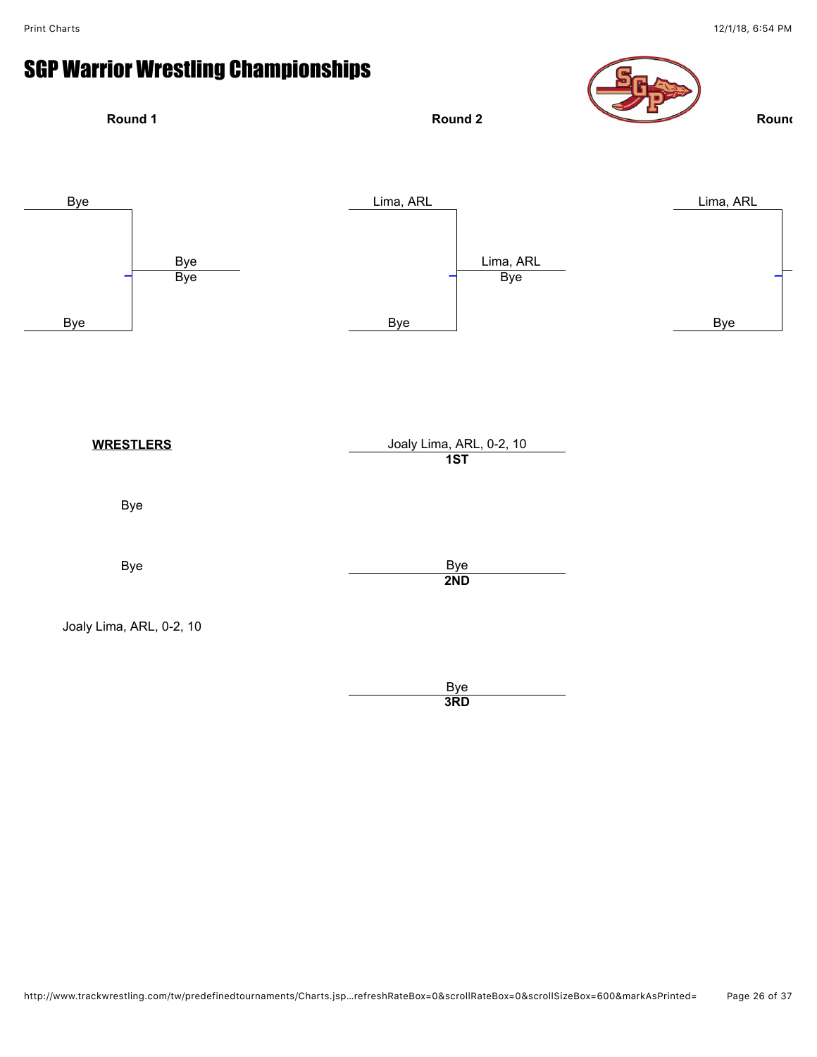# SGP Warrior Wrestling Championships

**Round 1**

Bye

Bye
Bye

Bye

**Round 2**

Lima, ARL

Lima, ARL
Bye

Bye

**Round**

Lima, ARL

Bye

**WRESTLERS**

Bye

Bye

Joaly Lima, ARL, 0-2, 10

Joaly Lima, ARL, 0-2, 10
**1ST**

Bye
**2ND**

Bye
**3RD**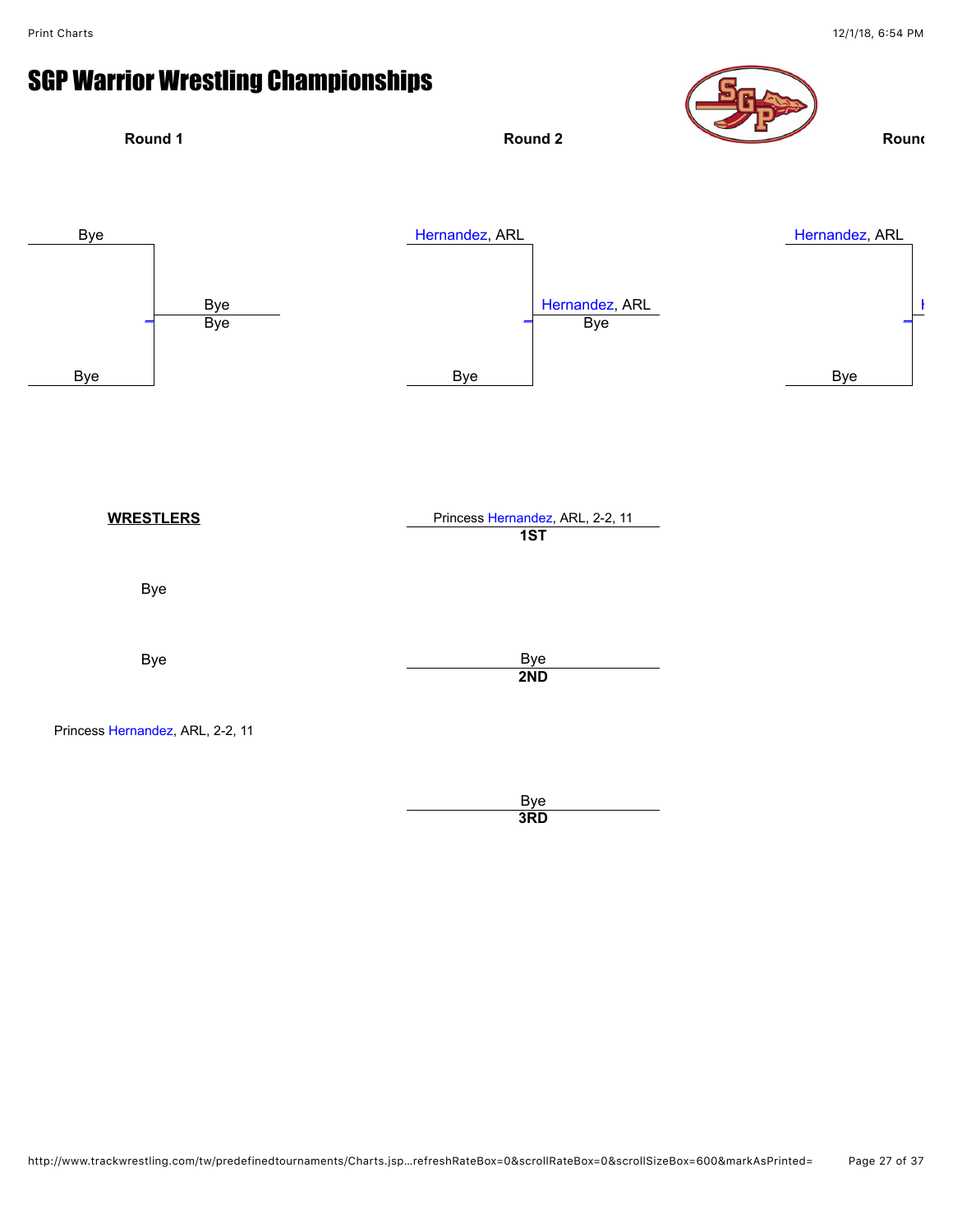# SGP Warrior Wrestling Championships

**Round 1**

Bye

Bye
Bye

Bye

**Round 2**

Hernandez, ARL

Hernandez, ARL
Bye

Bye

**Round**

Hernandez, ARL

Bye

**WRESTLERS**

Bye

Bye

Princess Hernandez, ARL, 2-2, 11

Princess Hernandez, ARL, 2-2, 11
**1ST**

Bye
**2ND**

Bye
**3RD**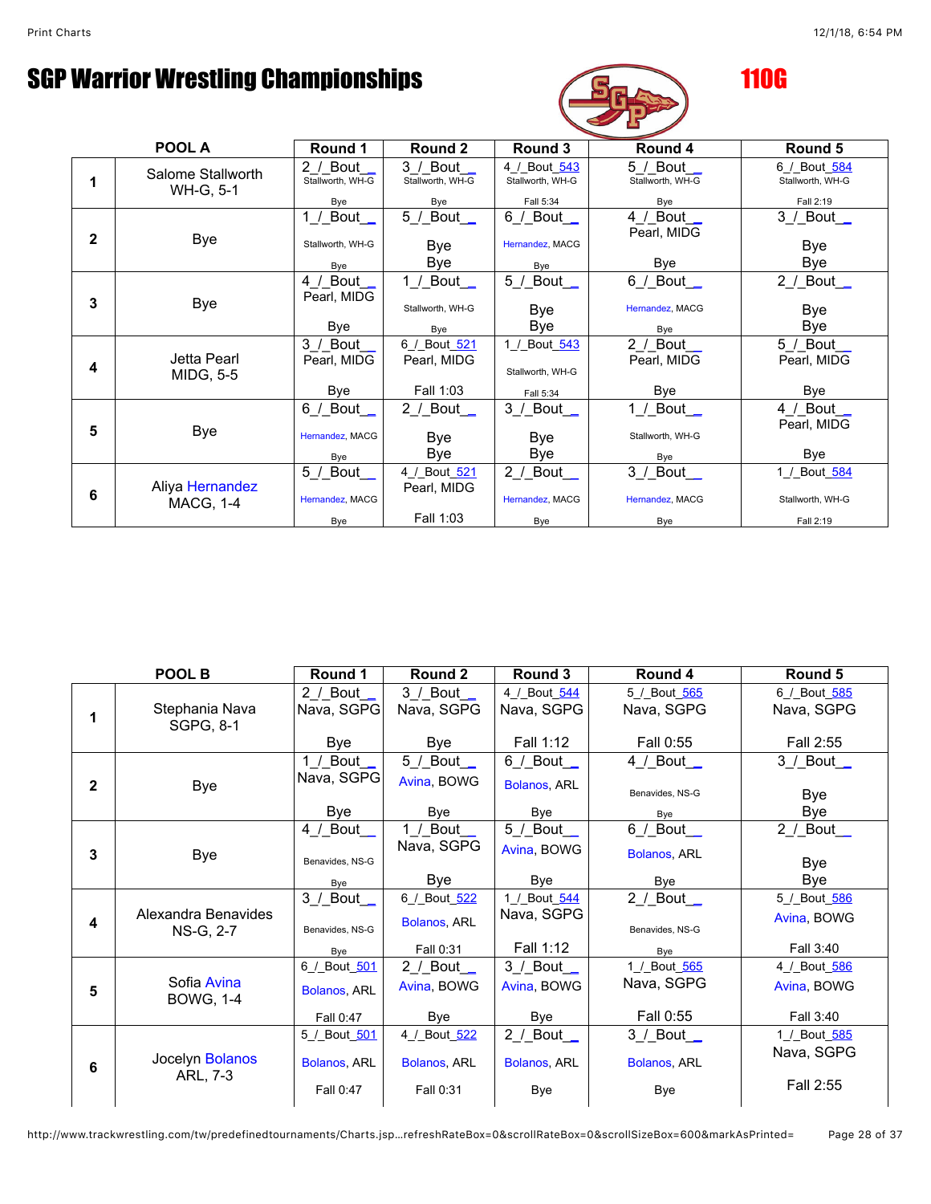# SGP Warrior Wrestling Championships

## 110G

| POOL A | | Round 1 | Round 2 | Round 3 | Round 4 | Round 5 |
|---|---|---|---|---|---|---|
| 1 | Salome Stallworth WH-G, 5-1 | 2_/_Bout__ Stallworth, WH-G Bye | 3_/_Bout__ Stallworth, WH-G Bye | 4_/_Bout_543 Stallworth, WH-G Fall 5:34 | 5_/_Bout__ Stallworth, WH-G Bye | 6_/_Bout_584 Stallworth, WH-G Fall 2:19 |
| 2 | Bye | 1_/_Bout__ Stallworth, WH-G Bye | 5_/_Bout__ Bye Bye | 6_/_Bout__ Hernandez, MACG Bye | 4_/_Bout__ Pearl, MIDG Bye | 3_/_Bout__ Bye Bye |
| 3 | Bye | 4_/_Bout__ Pearl, MIDG Bye | 1_/_Bout__ Stallworth, WH-G Bye | 5_/_Bout__ Bye Bye | 6_/_Bout__ Hernandez, MACG Bye | 2_/_Bout__ Bye Bye |
| 4 | Jetta Pearl MIDG, 5-5 | 3_/_Bout__ Pearl, MIDG Bye | 6_/_Bout_521 Pearl, MIDG Fall 1:03 | 1_/_Bout_543 Stallworth, WH-G Fall 5:34 | 2_/_Bout__ Pearl, MIDG Bye | 5_/_Bout__ Pearl, MIDG Bye |
| 5 | Bye | 6_/_Bout__ Hernandez, MACG Bye | 2_/_Bout__ Bye Bye | 3_/_Bout__ Bye Bye | 1_/_Bout__ Stallworth, WH-G Bye | 4_/_Bout__ Pearl, MIDG Bye |
| 6 | Aliya Hernandez MACG, 1-4 | 5_/_Bout__ Hernandez, MACG Bye | 4_/_Bout_521 Pearl, MIDG Fall 1:03 | 2_/_Bout__ Hernandez, MACG Bye | 3_/_Bout__ Hernandez, MACG Bye | 1_/_Bout_584 Stallworth, WH-G Fall 2:19 |

| POOL B | | Round 1 | Round 2 | Round 3 | Round 4 | Round 5 |
|---|---|---|---|---|---|---|
| 1 | Stephania Nava SGPG, 8-1 | 2_/_Bout__ Nava, SGPG Bye | 3_/_Bout__ Nava, SGPG Bye | 4_/_Bout_544 Nava, SGPG Fall 1:12 | 5_/_Bout_565 Nava, SGPG Fall 0:55 | 6_/_Bout_585 Nava, SGPG Fall 2:55 |
| 2 | Bye | 1_/_Bout__ Nava, SGPG Bye | 5_/_Bout__ Avina, BOWG Bye | 6_/_Bout__ Bolanos, ARL Bye | 4_/_Bout__ Benavides, NS-G Bye | 3_/_Bout__ Bye Bye |
| 3 | Bye | 4_/_Bout__ Benavides, NS-G Bye | 1_/_Bout__ Nava, SGPG Bye | 5_/_Bout__ Avina, BOWG Bye | 6_/_Bout__ Bolanos, ARL Bye | 2_/_Bout__ Bye Bye |
| 4 | Alexandra Benavides NS-G, 2-7 | 3_/_Bout__ Benavides, NS-G Bye | 6_/_Bout_522 Bolanos, ARL Fall 0:31 | 1_/_Bout_544 Nava, SGPG Fall 1:12 | 2_/_Bout__ Benavides, NS-G Bye | 5_/_Bout_586 Avina, BOWG Fall 3:40 |
| 5 | Sofia Avina BOWG, 1-4 | 6_/_Bout_501 Bolanos, ARL Fall 0:47 | 2_/_Bout__ Avina, BOWG Bye | 3_/_Bout__ Avina, BOWG Bye | 1_/_Bout_565 Nava, SGPG Fall 0:55 | 4_/_Bout_586 Avina, BOWG Fall 3:40 |
| 6 | Jocelyn Bolanos ARL, 7-3 | 5_/_Bout_501 Bolanos, ARL Fall 0:47 | 4_/_Bout_522 Bolanos, ARL Fall 0:31 | 2_/_Bout__ Bolanos, ARL Bye | 3_/_Bout__ Bolanos, ARL Bye | 1_/_Bout_585 Nava, SGPG Fall 2:55 |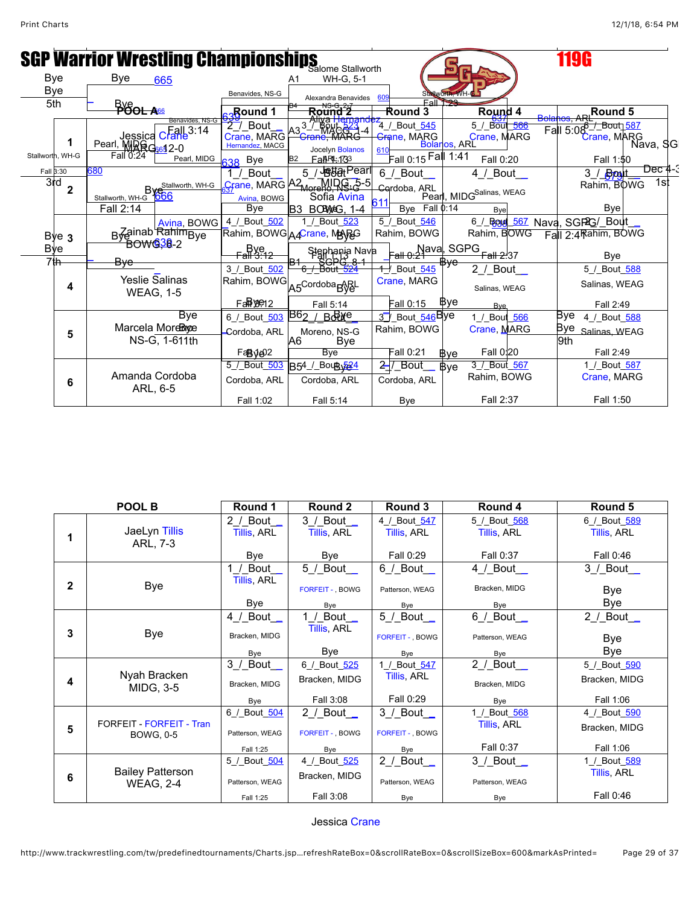# SGP Warrior Wrestling Championships

## 119G

### POOL A

| POOL A | Round 1 | Round 2 | Round 3 | Round 4 | Round 5 |
|---|---|---|---|---|---|
| 1 Jessica Crane MARG, 12-0 | 2_/_Bout__ Crane, MARG | 3_/_Bout_523 Crane, MARG | 4_/_Bout_545 Crane, MARG | 5_/_Bout_566 Crane, MARG | 6_/_Bout_587 Crane, MARG |
| | Bye | Fall 1:13 | Fall 0:15 | Fall 0:20 | Fall 1:50 |
| 2 Bye | 1_/_Bout__ Crane, MARG | 5_/_Bout__ | 6_/_Bout__ Cordoba, ARL | 4_/_Bout__ Salinas, WEAG | 3_/_Bout__ Rahim, BOWG |
| | Bye | | Bye | Bye | Bye |
| 3 Zainab Rahim BOWG, 8-2 | 4_/_Bout_502 Rahim, BOWG | 1_/_Bout_523 Crane, MARG | 5_/_Bout_546 Rahim, BOWG | 6_/_Bout_567 Rahim, BOWG | 2_/_Bout__ Rahim, BOWG |
| | Fall 3:12 | Fall 1:13 | Fall 0:21 | Fall 2:37 | Bye |
| 4 Yeslie Salinas WEAG, 1-5 | 3_/_Bout_502 Rahim, BOWG | 6_/_Bout_524 Cordoba, ARL | 1_/_Bout_545 Crane, MARG | 2_/_Bout__ Salinas, WEAG | 5_/_Bout_588 Salinas, WEAG |
| | Fall 3:12 | Fall 5:14 | Fall 0:15 | Bye | Fall 2:49 |
| 5 Marcela Moreno NS-G, 1-6 | 6_/_Bout_503 Cordoba, ARL | 2_/_Bout__ Moreno, NS-G | 3_/_Bout_546 Rahim, BOWG | 1_/_Bout_566 Crane, MARG | 4_/_Bout_588 Salinas, WEAG |
| | Fall 1:02 | Bye | Fall 0:21 | Fall 0:20 | Fall 2:49 |
| 6 Amanda Cordoba ARL, 6-5 | 5_/_Bout_503 Cordoba, ARL | 4_/_Bout_524 Cordoba, ARL | 2_/_Bout__ Cordoba, ARL | 3_/_Bout_567 Rahim, BOWG | 1_/_Bout_587 Crane, MARG |
| | Fall 1:02 | Fall 5:14 | Bye | Fall 2:37 | Fall 1:50 |

Bracket (overlaid):

- 5th: Bye / Bye — Bye 665 — Benavides, NS-G 680 — Stallworth, WH-G Fall 3:30
- A1 Salome Stallworth WH-G, 5-1
- B4 Alexandra Benavides NS-G, 2-7 — 609 — Stallworth, WH-G Fall 1:23 — 637 Bolanos, ARL Fall 5:08
- A3 Aliya Hernandez MACG, 2-4 — Hernandez, MACG 639 — Pearl, MIDG Fall 3:14 — 665 Pearl, MIDG Fall 0:24 — Bolanos, ARL Fall 1:41
- B2 Jocelyn Bolanos ARL, 2-3 — 610
- A2 Jetta Pearl MIDG, 5-5 — 638 Bye — 666 Stallworth, WH-G Fall 2:14 — 3rd — Pearl, MIDG Fall 0:14
- B3 Sofia Avina BOWG, 1-4 — Avina, BOWG — 611 — Bye
- 638 Bye
- A4 Stephania Nava SGPG, 8-1 — 679 Nava, SGPG Fall 2:41 — 1st — Dec 4-3 — Nava, SGPG
- B1 Bye
- A5 Bye
- 7th: Bye / Bye — Bye
- B6 Bye
- A6 Bye — 9th: Bye / Bye
- B5 Bye
- 11th

### POOL B

| POOL B | Round 1 | Round 2 | Round 3 | Round 4 | Round 5 |
|---|---|---|---|---|---|
| 1 JaeLyn Tillis ARL, 7-3 | 2_/_Bout__ Tillis, ARL | 3_/_Bout__ Tillis, ARL | 4_/_Bout_547 Tillis, ARL | 5_/_Bout_568 Tillis, ARL | 6_/_Bout_589 Tillis, ARL |
| | Bye | Bye | Fall 0:29 | Fall 0:37 | Fall 0:46 |
| 2 Bye | 1_/_Bout__ Tillis, ARL | 5_/_Bout__ FORFEIT - , BOWG | 6_/_Bout__ Patterson, WEAG | 4_/_Bout__ Bracken, MIDG | 3_/_Bout__ Bye |
| | Bye | Bye | Bye | Bye | Bye |
| 3 Bye | 4_/_Bout__ Bracken, MIDG | 1_/_Bout__ Tillis, ARL | 5_/_Bout__ FORFEIT - , BOWG | 6_/_Bout__ Patterson, WEAG | 2_/_Bout__ Bye |
| | Bye | Bye | Bye | Bye | Bye |
| 4 Nyah Bracken MIDG, 3-5 | 3_/_Bout__ Bracken, MIDG | 6_/_Bout_525 Bracken, MIDG | 1_/_Bout_547 Tillis, ARL | 2_/_Bout__ Bracken, MIDG | 5_/_Bout_590 Bracken, MIDG |
| | Bye | Fall 3:08 | Fall 0:29 | Bye | Fall 1:06 |
| 5 FORFEIT - FORFEIT - Tran BOWG, 0-5 | 6_/_Bout_504 Patterson, WEAG | 2_/_Bout__ FORFEIT - , BOWG | 3_/_Bout__ FORFEIT - , BOWG | 1_/_Bout_568 Tillis, ARL | 4_/_Bout_590 Bracken, MIDG |
| | Fall 1:25 | Bye | Bye | Fall 0:37 | Fall 1:06 |
| 6 Bailey Patterson WEAG, 2-4 | 5_/_Bout_504 Patterson, WEAG | 4_/_Bout_525 Bracken, MIDG | 2_/_Bout__ Patterson, WEAG | 3_/_Bout__ Patterson, WEAG | 1_/_Bout_589 Tillis, ARL |
| | Fall 1:25 | Fall 3:08 | Bye | Bye | Fall 0:46 |

Jessica Crane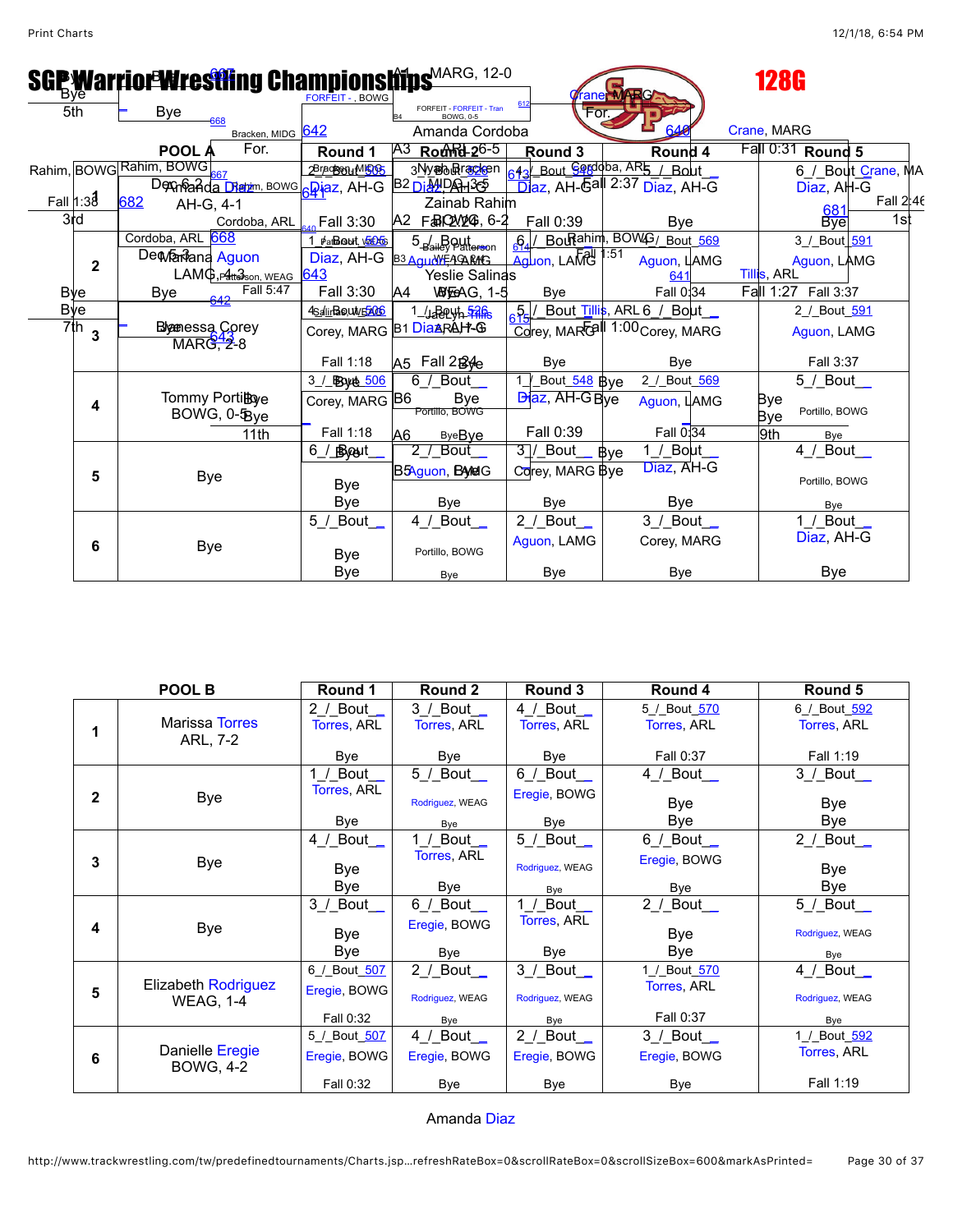# SGP Warrior Wrestling Championships

## 128G

| POOL A | | Round 1 | Round 2 | Round 3 | Round 4 | Round 5 |
|---|---|---|---|---|---|---|
| 1 | Amanda Diaz AH-G, 4-1 | 2_/_Bout_505 Diaz, AH-G Fall 3:30 | 3_/_Bout_526 Diaz, AH-G Fall 2:24 | 4_/_Bout_548 Diaz, AH-G Fall 0:39 | 5_/_Bout_ Diaz, AH-G Bye | 6_/_Bout_ Diaz, AH-G Bye |
| 2 | Mariana Aguon LAMG, 4-3 | 1_/_Bout_505 Diaz, AH-G Fall 3:30 | 5_/_Bout_ Aguon, LAMG Bye | 6_/_Bout_ Aguon, LAMG Bye | 4_/_Bout_569 Aguon, LAMG Fall 0:34 | 3_/_Bout_591 Aguon, LAMG Fall 3:37 |
| 3 | Vanessa Corey MARG, 2-8 | 4_/_Bout_506 Corey, MARG Fall 1:18 | 1_/_Bout_526 Diaz, AH-G Fall 2:24 | 5_/_Bout_ Corey, MARG Bye | 6_/_Bout_ Corey, MARG Bye | 2_/_Bout_591 Aguon, LAMG Fall 3:37 |
| 4 | Tommy Portillo BOWG, 0-5 | 3_/_Bout_506 Corey, MARG Fall 1:18 | 6_/_Bout_ Bye Portillo, BOWG Bye | 1_/_Bout_548 Diaz, AH-G Fall 0:39 | 2_/_Bout_569 Aguon, LAMG Fall 0:34 | 5_/_Bout_ Portillo, BOWG Bye |
| 5 | Bye | 6_/_Bout_ Bye Bye | 2_/_Bout_ Aguon, LAMG Bye | 3_/_Bout_ Corey, MARG Bye | 1_/_Bout_ Diaz, AH-G Bye | 4_/_Bout_ Portillo, BOWG Bye |
| 6 | Bye | 5_/_Bout_ Bye Bye | 4_/_Bout_ Portillo, BOWG Bye | 2_/_Bout_ Aguon, LAMG Bye | 3_/_Bout_ Corey, MARG Bye | 1_/_Bout_ Diaz, AH-G Bye |

| POOL B | | Round 1 | Round 2 | Round 3 | Round 4 | Round 5 |
|---|---|---|---|---|---|---|
| 1 | Marissa Torres ARL, 7-2 | 2_/_Bout_ Torres, ARL Bye | 3_/_Bout_ Torres, ARL Bye | 4_/_Bout_ Torres, ARL Bye | 5_/_Bout_570 Torres, ARL Fall 0:37 | 6_/_Bout_592 Torres, ARL Fall 1:19 |
| 2 | Bye | 1_/_Bout_ Torres, ARL Bye | 5_/_Bout_ Rodriguez, WEAG Bye | 6_/_Bout_ Eregie, BOWG Bye | 4_/_Bout_ Bye Bye | 3_/_Bout_ Bye Bye |
| 3 | Bye | 4_/_Bout_ Bye Bye | 1_/_Bout_ Torres, ARL Bye | 5_/_Bout_ Rodriguez, WEAG Bye | 6_/_Bout_ Eregie, BOWG Bye | 2_/_Bout_ Bye Bye |
| 4 | Bye | 3_/_Bout_ Bye Bye | 6_/_Bout_ Eregie, BOWG Bye | 1_/_Bout_ Torres, ARL Bye | 2_/_Bout_ Bye Bye | 5_/_Bout_ Rodriguez, WEAG Bye |
| 5 | Elizabeth Rodriguez WEAG, 1-4 | 6_/_Bout_507 Eregie, BOWG Fall 0:32 | 2_/_Bout_ Rodriguez, WEAG Bye | 3_/_Bout_ Rodriguez, WEAG Bye | 1_/_Bout_570 Torres, ARL Fall 0:37 | 4_/_Bout_ Rodriguez, WEAG Bye |
| 6 | Danielle Eregie BOWG, 4-2 | 5_/_Bout_507 Eregie, BOWG Fall 0:32 | 4_/_Bout_ Eregie, BOWG Bye | 2_/_Bout_ Eregie, BOWG Bye | 3_/_Bout_ Eregie, BOWG Bye | 1_/_Bout_592 Torres, ARL Fall 1:19 |

Amanda Diaz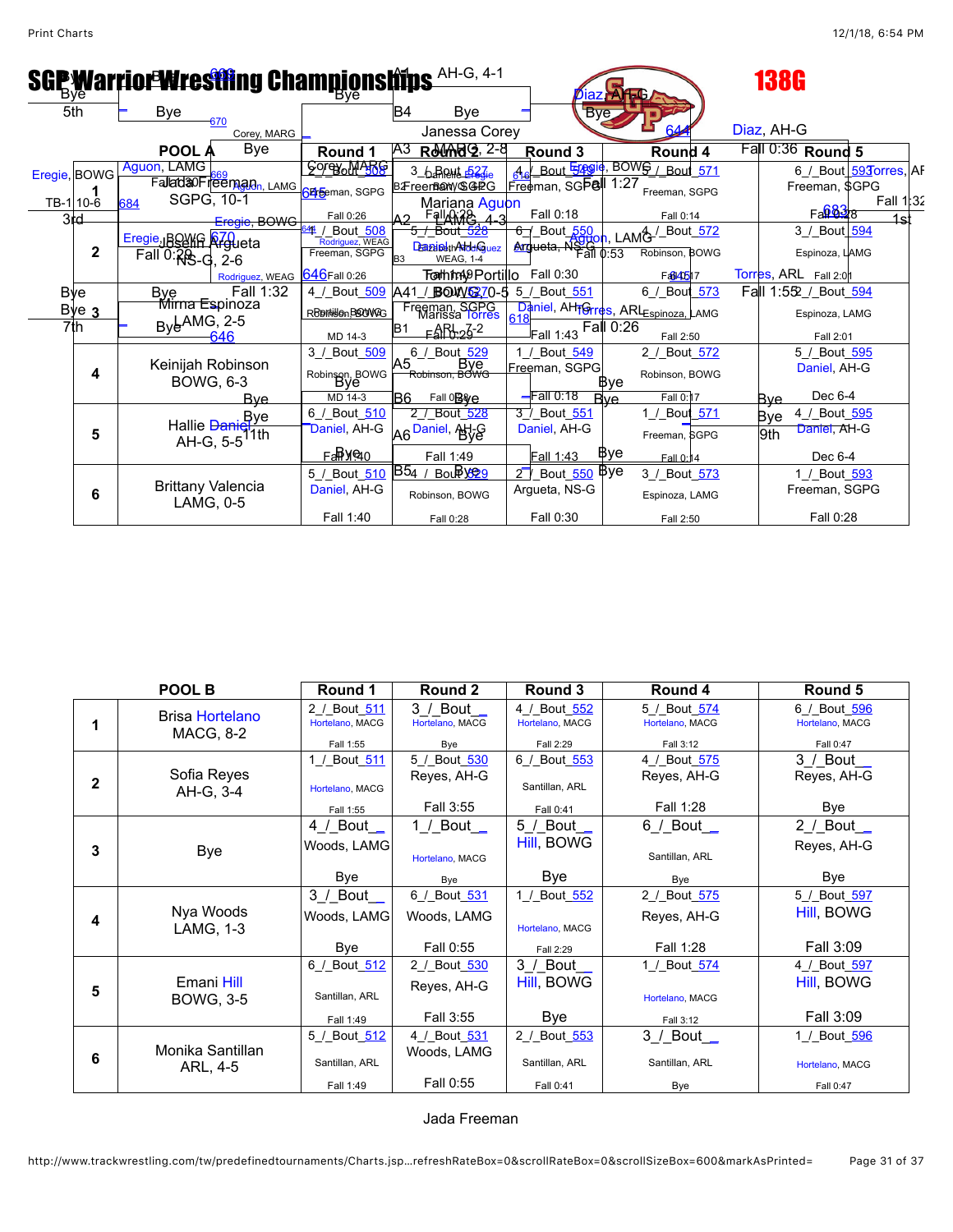# SGP Warrior Wrestling Championships

## 138G

| POOL A | | Round 1 | Round 2 | Round 3 | Round 4 | Round 5 |
|---|---|---|---|---|---|---|
| 1 | Jada Freeman SGPG, 10-1 | 2 / Bout 508 Freeman, SGPG Fall 0:26 | 3 / Bout 527 Freeman, SGPG Fall 0:29 | 4 / Bout 549 Freeman, SGPG Fall 0:18 | 5 / Bout 571 Freeman, SGPG Fall 0:14 | 6 / Bout 593 Freeman, SGPG Fall 0:28 |
| 2 | Joselin Argueta NS-G, 2-6 | 1 / Bout 508 Freeman, SGPG Fall 0:26 | 5 / Bout 528 Daniel, AH-G Fall 1:49 | 6 / Bout 550 Argueta, NS-G Fall 0:30 | 4 / Bout 572 Robinson, BOWG Fall 0:17 | 3 / Bout 594 Espinoza, LAMG Fall 2:01 |
| 3 | Mirna Espinoza LAMG, 2-5 | 4 / Bout 509 Robinson, BOWG MD 14-3 | 6 / Bout 529 Robinson, BOWG Fall 0:28 | 5 / Bout 551 Daniel, AH-G Fall 1:43 | 6 / Bout 573 Espinoza, LAMG Fall 2:50 | 2 / Bout 594 Espinoza, LAMG Fall 2:01 |
| 4 | Keinijah Robinson BOWG, 6-3 | 3 / Bout 509 Robinson, BOWG MD 14-3 | 6 / Bout 529 Robinson, BOWG Fall 0:28 | 1 / Bout 549 Freeman, SGPG Fall 0:18 | 2 / Bout 572 Robinson, BOWG Fall 0:17 | 5 / Bout 595 Daniel, AH-G Dec 6-4 |
| 5 | Hallie Daniel AH-G, 5-5 | 6 / Bout 510 Daniel, AH-G Fall 1:40 | 2 / Bout 528 Daniel, AH-G Fall 1:49 | 3 / Bout 551 Daniel, AH-G Fall 1:43 | 1 / Bout 571 Freeman, SGPG Fall 0:14 | 4 / Bout 595 Daniel, AH-G Dec 6-4 |
| 6 | Brittany Valencia LAMG, 0-5 | 5 / Bout 510 Daniel, AH-G Fall 1:40 | 4 / Bout 529 Robinson, BOWG Fall 0:28 | 2 / Bout 550 Argueta, NS-G Fall 0:30 | 3 / Bout 573 Espinoza, LAMG Fall 2:50 | 1 / Bout 593 Freeman, SGPG Fall 0:28 |

| POOL B | | Round 1 | Round 2 | Round 3 | Round 4 | Round 5 |
|---|---|---|---|---|---|---|
| 1 | Brisa Hortelano MACG, 8-2 | 2 / Bout 511 Hortelano, MACG Fall 1:55 | 3 / Bout _ Hortelano, MACG Bye | 4 / Bout 552 Hortelano, MACG Fall 2:29 | 5 / Bout 574 Hortelano, MACG Fall 3:12 | 6 / Bout 596 Hortelano, MACG Fall 0:47 |
| 2 | Sofia Reyes AH-G, 3-4 | 1 / Bout 511 Hortelano, MACG Fall 1:55 | 5 / Bout 530 Reyes, AH-G Fall 3:55 | 6 / Bout 553 Santillan, ARL Fall 0:41 | 4 / Bout 575 Reyes, AH-G Fall 1:28 | 3 / Bout _ Reyes, AH-G Bye |
| 3 | Bye | 4 / Bout _ Woods, LAMG Bye | 1 / Bout _ Hortelano, MACG Bye | 5 / Bout _ Hill, BOWG Bye | 6 / Bout _ Santillan, ARL Bye | 2 / Bout _ Reyes, AH-G Bye |
| 4 | Nya Woods LAMG, 1-3 | 3 / Bout _ Woods, LAMG Bye | 6 / Bout 531 Woods, LAMG Fall 0:55 | 1 / Bout 552 Hortelano, MACG Fall 2:29 | 2 / Bout 575 Reyes, AH-G Fall 1:28 | 5 / Bout 597 Hill, BOWG Fall 3:09 |
| 5 | Emani Hill BOWG, 3-5 | 6 / Bout 512 Santillan, ARL Fall 1:49 | 2 / Bout 530 Reyes, AH-G Fall 3:55 | 3 / Bout _ Hill, BOWG Bye | 1 / Bout 574 Hortelano, MACG Fall 3:12 | 4 / Bout 597 Hill, BOWG Fall 3:09 |
| 6 | Monika Santillan ARL, 4-5 | 5 / Bout 512 Santillan, ARL Fall 1:49 | 4 / Bout 531 Woods, LAMG Fall 0:55 | 2 / Bout 553 Santillan, ARL Fall 0:41 | 3 / Bout _ Santillan, ARL Bye | 1 / Bout 596 Hortelano, MACG Fall 0:47 |

Jada Freeman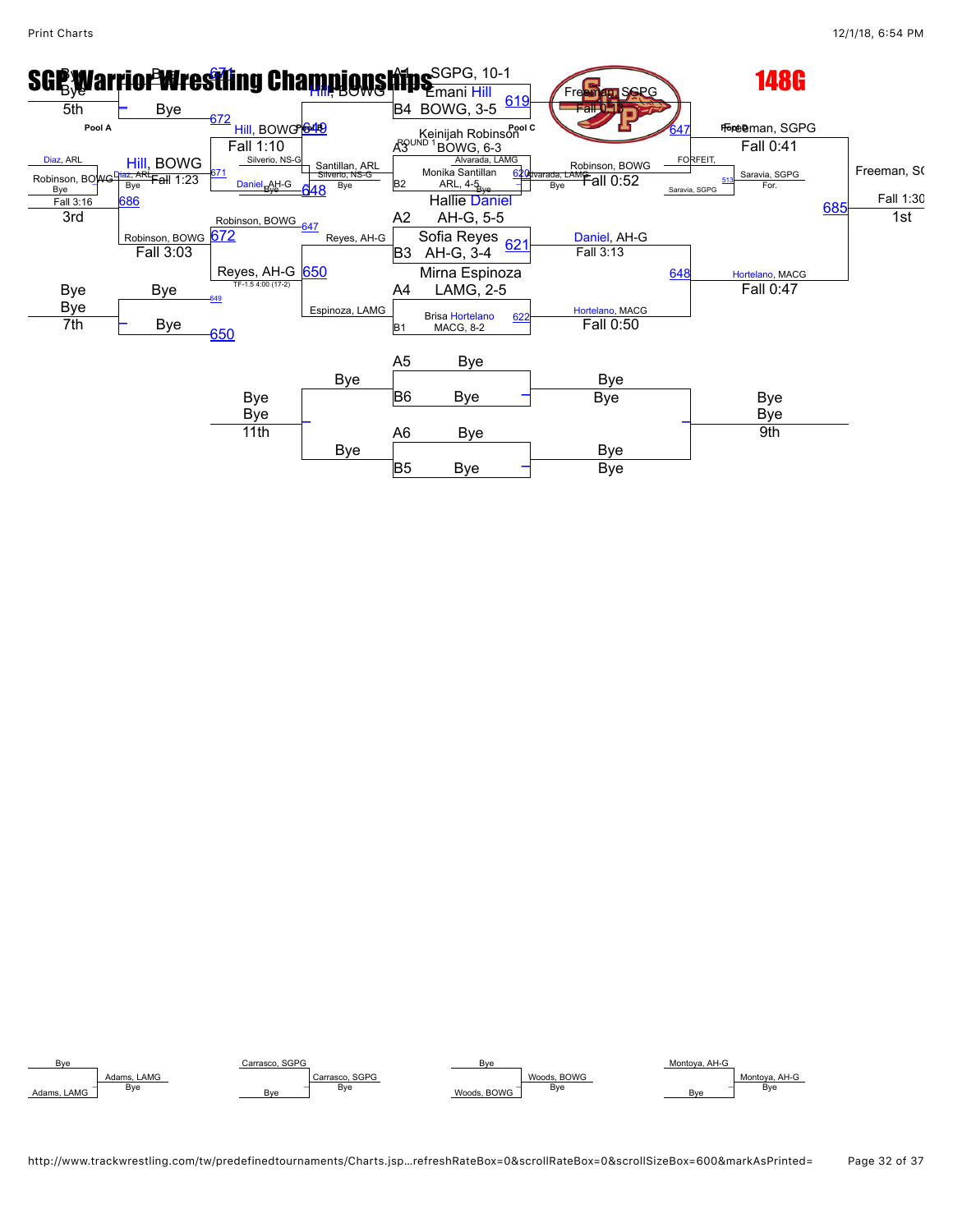# SGP Warrior Wrestling Championships

## 148G

**Pool A**

Diaz, ARL

Robinson, BOWG — Bye — Fall 3:16

Hill, BOWG — Diaz, ARL — Bye — Fall 1:23

686

3rd

Bye — Bye — 671

5th

Bye — 672

Hill, BOWG — 649 — Fall 1:10

Silverio, NS-G — 671

Daniel, AH-G — Bye

Santillan, ARL — Silverio, NS-G — Bye — 648

Robinson, BOWG — 647 — 672 — Fall 3:03

Reyes, AH-G — 650 — TF-1.5 4:00 (17-2)

Reyes, AH-G

Espinoza, LAMG

Bye — Bye — Bye — 649 — 7th

Bye — 650

**Pool B**

A1 SGPG, 10-1

Emani Hill — 619

B4 BOWG, 3-5

Hill, BOWG

**ROUND 1**

**Pool C**

A3 Keinijah Robinson — BOWG, 6-3

Alvarado, LAMG

Monika Santillan — 620 — ARL, 4-5 — Bye

B2

Hallie Daniel

A2 AH-G, 5-5

Sofia Reyes — 621

B3 AH-G, 3-4

Mirna Espinoza

A4 LAMG, 2-5

Brisa Hortelano — 622

B1 MACG, 8-2

Freeman, SGPG — Fall 0:15

Alvarado, LAMG — Bye

Robinson, BOWG — Fall 0:52

Daniel, AH-G — Fall 3:13

Hortelano, MACG — Fall 0:50

**Pool D**

647 — Freeman, SGPG — Fall 0:41

FORFEIT, — Saravia, SGPG — 513 — Saravia, SGPG — For.

648 — Hortelano, MACG — Fall 0:47

685

Freeman, SGPG — Fall 1:30 — 1st

A5 Bye — B6 Bye

A6 Bye — B5 Bye

Bye — Bye — Bye — Bye — 11th

Bye — Bye — Bye — Bye

Bye — Bye — 9th

| | | | |
|---|---|---|---|
| Bye / Adams, LAMG → Adams, LAMG (Bye) | Carrasco, SGPG / Bye → Carrasco, SGPG (Bye) | Bye / Woods, BOWG → Woods, BOWG (Bye) | Montoya, AH-G / Bye → Montoya, AH-G (Bye) |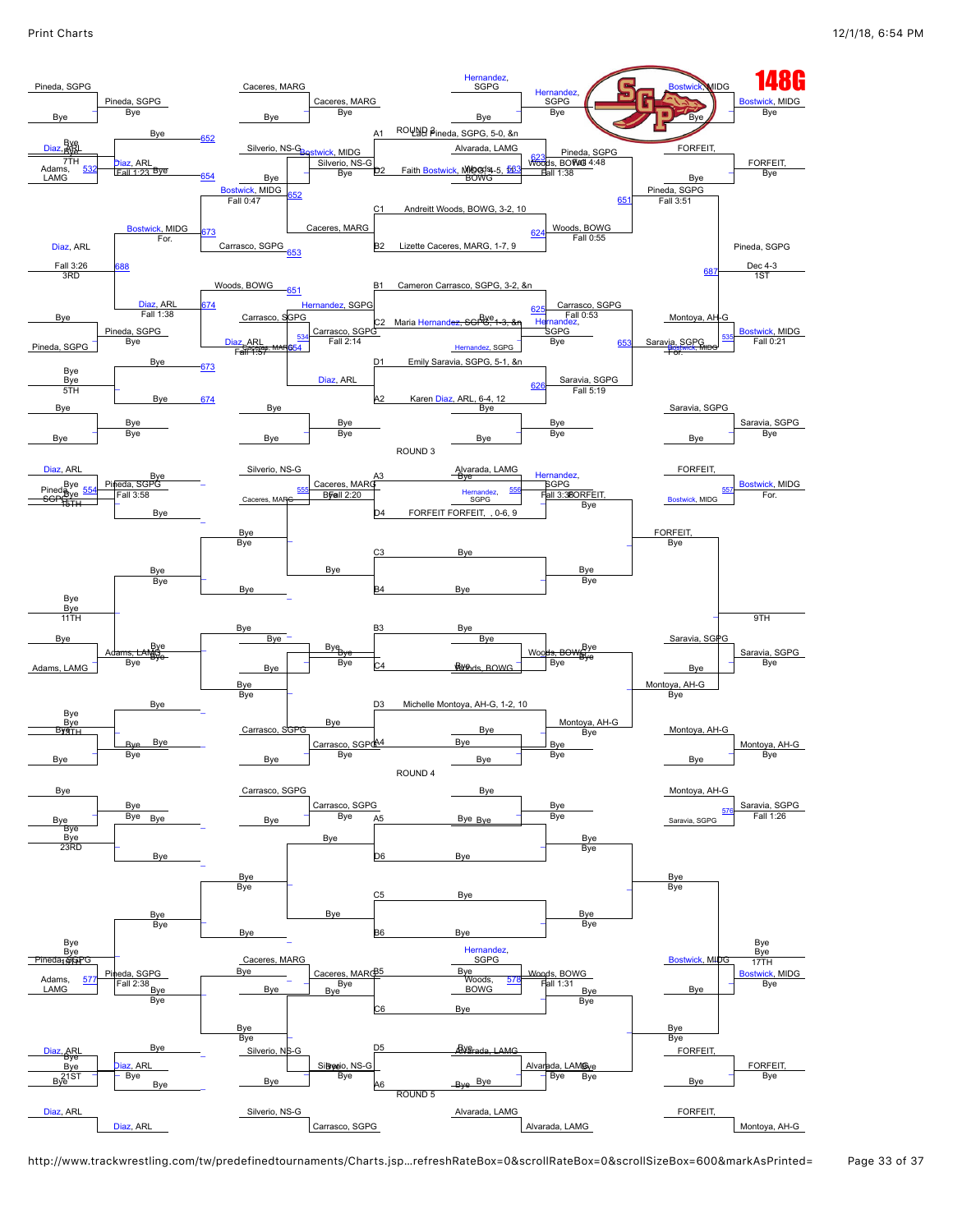# 148G

## ROUND 3

| Bout | Wrestler |
| --- | --- |
| A1 | Laci Pineda, SGPG, 5-0, &n |
| D2 | Faith Bostwick, MIDG, 4-5, 8 |
| C1 | Andreitt Woods, BOWG, 3-2, 10 |
| B2 | Lizette Caceres, MARG, 1-7, 9 |
| B1 | Cameron Carrasco, SGPG, 3-2, &n |
| C2 | Maria Hernandez, SGPG, 1-3, &n |
| D1 | Emily Saravia, SGPG, 5-1, &n |
| A2 | Karen Diaz, ARL, 6-4, 12 |

## Championship Bracket

- Pineda, SGPG vs Bye → Pineda, SGPG
- Diaz, ARL vs Adams, LAMG (532) → Diaz, ARL, Fall 1:23
- Pineda, SGPG vs Diaz, ARL (688) → Diaz, ARL, Fall 3:26
- Caceres, MARG vs Bye → Caceres, MARG
- Silverio, NS-G vs Bye → Silverio, NS-G
- Caceres, MARG vs Silverio, NS-G → Caceres, MARG
- Hernandez, SGPG vs Bye → Hernandez, SGPG
- Alvarada, LAMG vs Woods, BOWG (623) → Woods, BOWG, Fall 4:48
- Hernandez, SGPG vs Woods, BOWG (624) → Woods, BOWG, Fall 0:55
- Carrasco, SGPG vs Bye → Carrasco, SGPG
- Saravia, SGPG vs Bye → Saravia, SGPG
- Carrasco, SGPG vs Saravia, SGPG (626) → Saravia, SGPG, Fall 5:19
- Bostwick, MIDG vs Bye → Bostwick, MIDG
- FORFEIT, vs Bye → FORFEIT,
- Montoya, AH-G vs Bye → Montoya, AH-G
- Pineda, SGPG: 1ST, Dec 4-3 (687)
- Diaz, ARL: 3RD, Fall 3:26
- Pineda, SGPG: 5TH
- Pineda, SGPG: 7TH (Adams, LAMG)

## Consolation Bracket

- Bostwick, MIDG (652) vs Bye → Bostwick, MIDG, Fall 0:47
- Bostwick, MIDG (673), For.
- Carrasco, SGPG (653)
- Woods, BOWG (651)
- Diaz, ARL (674), Fall 1:38
- Carrasco, SGPG vs Diaz, ARL (534) → Carrasco, SGPG, Fall 2:14
- Caceres, MARG vs Diaz, ARL (654) → Diaz, ARL, Fall 1:57
- Hernandez, SGPG (625) vs Carrasco, SGPG → Carrasco, SGPG, Fall 0:53
- Pineda, SGPG (651), Fall 1:38
- Pineda, SGPG, Fall 3:51
- Saravia, SGPG (653), For. (Bostwick, MIDG)
- Montoya, AH-G vs Bostwick, MIDG (535) → Bostwick, MIDG, Fall 0:21
- Saravia, SGPG vs Bye → Saravia, SGPG

## ROUND 4

| Bout | Wrestler |
| --- | --- |
| A3 | |
| D4 | FORFEIT FORFEIT, , 0-6, 9 |
| C3 | Bye |
| B4 | Bye |
| B3 | Bye |
| C4 | Woods, BOWG |
| D3 | Michelle Montoya, AH-G, 1-2, 10 |
| A4 | Bye |

- Diaz, ARL vs Pineda, SGPG (554) → Pineda, SGPG, Fall 3:58 — 15TH
- Silverio, NS-G vs Caceres, MARG (555) → Caceres, MARG, Fall 2:20
- Alvarada, LAMG vs Hernandez, SGPG (556) → Hernandez, SGPG, Fall 3:38
- FORFEIT, vs Bostwick, MIDG (557) → Bostwick, MIDG, For.
- 11TH: Bye
- 9TH
- Adams, LAMG vs Bye → Adams, LAMG
- Woods, BOWG
- Saravia, SGPG vs Bye → Saravia, SGPG
- Montoya, AH-G
- 13TH
- Carrasco, SGPG vs Bye → Carrasco, SGPG
- Montoya, AH-G vs Bye → Montoya, AH-G

## ROUND 5

| Bout | Wrestler |
| --- | --- |
| A5 | Bye |
| D6 | Bye |
| C5 | Bye |
| B6 | Bye |
| B5 | Woods, BOWG |
| C6 | Bye |
| D5 | Alvarada, LAMG |
| A6 | Bye |

- Carrasco, SGPG vs Bye → Carrasco, SGPG
- Montoya, AH-G vs Saravia, SGPG (576) → Saravia, SGPG, Fall 1:26
- 23RD
- Pineda, SGPG vs Adams, LAMG (577) → Pineda, SGPG, Fall 2:38 — 19TH
- Caceres, MARG vs Bye → Caceres, MARG
- Hernandez, SGPG vs Woods, BOWG (578) → Woods, BOWG, Fall 1:31
- Bostwick, MIDG vs Bye → Bostwick, MIDG — 17TH
- Diaz, ARL vs Bye → Diaz, ARL — 21ST
- Silverio, NS-G vs Bye → Silverio, NS-G
- Alvarada, LAMG vs Bye → Alvarada, LAMG
- FORFEIT, vs Bye → FORFEIT,
- Diaz, ARL → Diaz, ARL
- Silverio, NS-G → Carrasco, SGPG
- Alvarada, LAMG → Alvarada, LAMG
- FORFEIT, → Montoya, AH-G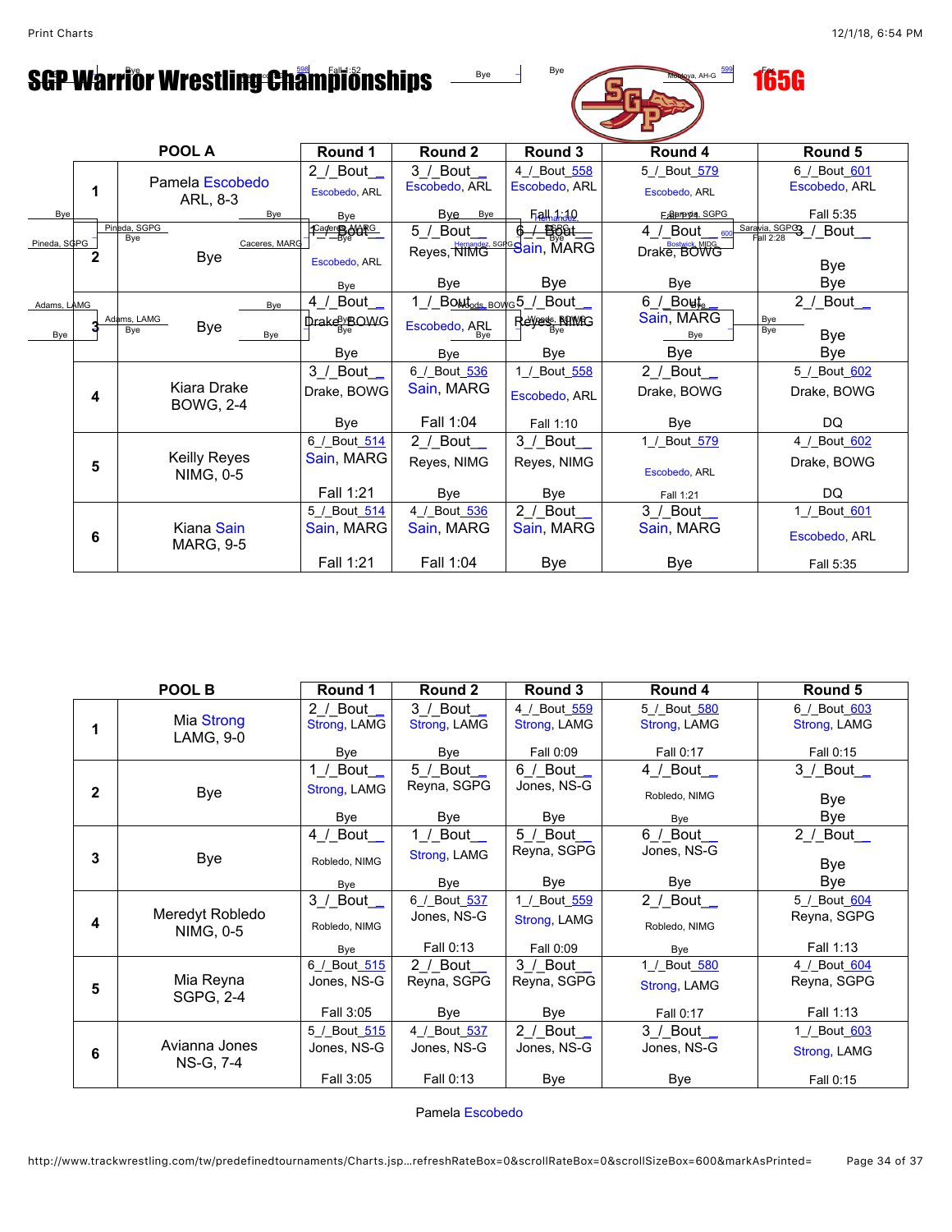# SGP Warrior Wrestling Championships

**165G**

| POOL A | | Round 1 | Round 2 | Round 3 | Round 4 | Round 5 |
|---|---|---|---|---|---|---|
| 1 | Pamela Escobedo ARL, 8-3 | 2_/_Bout__ Escobedo, ARL Bye | 3_/_Bout__ Escobedo, ARL Bye | 4_/_Bout_558 Escobedo, ARL Fall 1:10 | 5_/_Bout_579 Escobedo, ARL Fall 1:21 | 6_/_Bout_601 Escobedo, ARL Fall 5:35 |
| 2 | Bye | 1_/_Bout__ Escobedo, ARL Bye | 5_/_Bout__ Reyes, NIMG Bye | 6_/_Bout__ Sain, MARG Bye | 4_/_Bout__ Drake, BOWG Bye | 3_/_Bout__ Bye Bye |
| 3 | Bye | 4_/_Bout__ Drake, BOWG Bye | 1_/_Bout__ Escobedo, ARL Bye | 5_/_Bout__ Reyes, NIMG Bye | 6_/_Bout__ Sain, MARG Bye | 2_/_Bout__ Bye Bye |
| 4 | Kiara Drake BOWG, 2-4 | 3_/_Bout__ Drake, BOWG Bye | 6_/_Bout_536 Sain, MARG Fall 1:04 | 1_/_Bout_558 Escobedo, ARL Fall 1:10 | 2_/_Bout__ Drake, BOWG Bye | 5_/_Bout_602 Drake, BOWG DQ |
| 5 | Keilly Reyes NIMG, 0-5 | 6_/_Bout_514 Sain, MARG Fall 1:21 | 2_/_Bout__ Reyes, NIMG Bye | 3_/_Bout__ Reyes, NIMG Bye | 1_/_Bout_579 Escobedo, ARL Fall 1:21 | 4_/_Bout_602 Drake, BOWG DQ |
| 6 | Kiana Sain MARG, 9-5 | 5_/_Bout_514 Sain, MARG Fall 1:21 | 4_/_Bout_536 Sain, MARG Fall 1:04 | 2_/_Bout__ Sain, MARG Bye | 3_/_Bout__ Sain, MARG Bye | 1_/_Bout_601 Escobedo, ARL Fall 5:35 |

| POOL B | | Round 1 | Round 2 | Round 3 | Round 4 | Round 5 |
|---|---|---|---|---|---|---|
| 1 | Mia Strong LAMG, 9-0 | 2_/_Bout__ Strong, LAMG Bye | 3_/_Bout__ Strong, LAMG Bye | 4_/_Bout_559 Strong, LAMG Fall 0:09 | 5_/_Bout_580 Strong, LAMG Fall 0:17 | 6_/_Bout_603 Strong, LAMG Fall 0:15 |
| 2 | Bye | 1_/_Bout__ Strong, LAMG Bye | 5_/_Bout__ Reyna, SGPG Bye | 6_/_Bout__ Jones, NS-G Bye | 4_/_Bout__ Robledo, NIMG Bye | 3_/_Bout__ Bye Bye |
| 3 | Bye | 4_/_Bout__ Robledo, NIMG Bye | 1_/_Bout__ Strong, LAMG Bye | 5_/_Bout__ Reyna, SGPG Bye | 6_/_Bout__ Jones, NS-G Bye | 2_/_Bout__ Bye Bye |
| 4 | Meredyt Robledo NIMG, 0-5 | 3_/_Bout__ Robledo, NIMG Bye | 6_/_Bout_537 Jones, NS-G Fall 0:13 | 1_/_Bout_559 Strong, LAMG Fall 0:09 | 2_/_Bout__ Robledo, NIMG Bye | 5_/_Bout_604 Reyna, SGPG Fall 1:13 |
| 5 | Mia Reyna SGPG, 2-4 | 6_/_Bout_515 Jones, NS-G Fall 3:05 | 2_/_Bout__ Reyna, SGPG Bye | 3_/_Bout__ Reyna, SGPG Bye | 1_/_Bout_580 Strong, LAMG Fall 0:17 | 4_/_Bout_604 Reyna, SGPG Fall 1:13 |
| 6 | Avianna Jones NS-G, 7-4 | 5_/_Bout_515 Jones, NS-G Fall 3:05 | 4_/_Bout_537 Jones, NS-G Fall 0:13 | 2_/_Bout__ Jones, NS-G Bye | 3_/_Bout__ Jones, NS-G Bye | 1_/_Bout_603 Strong, LAMG Fall 0:15 |

Pamela Escobedo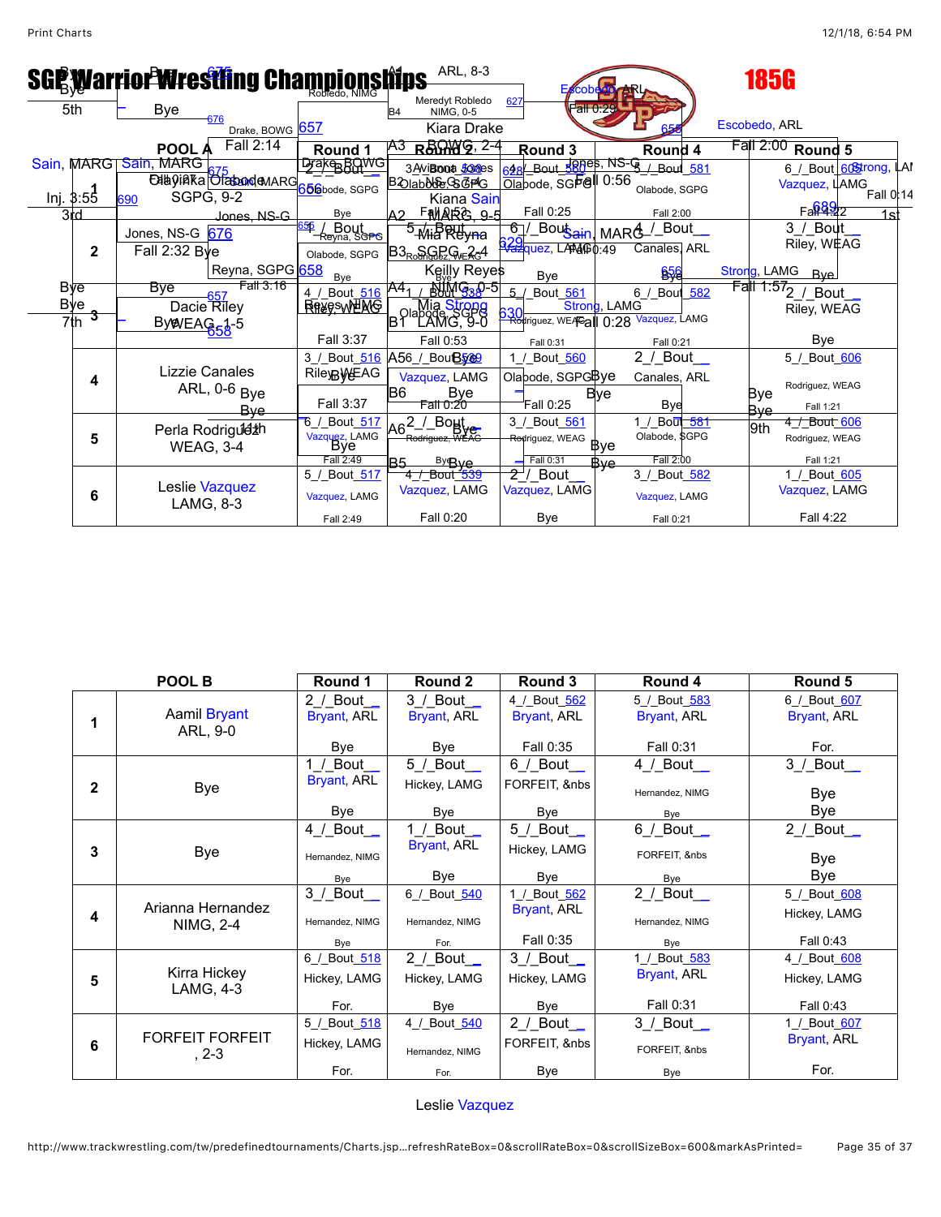# SGP Warrior Wrestling Championships

## 185G

| POOL A | | Round 1 | Round 2 | Round 3 | Round 4 | Round 5 |
|---|---|---|---|---|---|---|
| 1 | Olayinka Olabode SGPG, 9-2 | 2 _/_ Bout_ Olabode, SGPG Bye | 3 _/_ Bout 538 Olabode, SGPG Fall 0:53 | 4 _/_ Bout 560 Olabode, SGPG Fall 0:25 | 5 _/_ Bout 581 Olabode, SGPG Fall 2:00 | 6 _/_ Bout 606 Vazquez, LAMG Fall 1:21 |
| 2 | Bye | 1 _/_ Bout_ Olabode, SGPG Bye | 5 _/_ Bout_ Bye | 6 _/_ Bout_ Bye | 4 _/_ Bout_ Canales, ARL | 3 _/_ Bout_ Riley, WEAG Bye |
| 3 | Dacie Riley WEAG, 1-5 | 4 _/_ Bout 516 Riley, WEAG Fall 3:37 | 1 _/_ Bout 538 Olabode, SGPG Fall 0:53 | 5 _/_ Bout 561 Rodriguez, WEAG Fall 0:31 | 6 _/_ Bout 582 Vazquez, LAMG Fall 0:21 | 2 _/_ Bout_ Riley, WEAG Bye |
| 4 | Lizzie Canales ARL, 0-6 | 3 _/_ Bout 516 Riley, WEAG Fall 3:37 | 6 _/_ Bout 539 Vazquez, LAMG Fall 0:20 | 1 _/_ Bout 560 Olabode, SGPG Fall 0:25 | 2 _/_ Bout_ Canales, ARL Bye | 5 _/_ Bout 606 Rodriguez, WEAG Fall 1:21 |
| 5 | Perla Rodriguez WEAG, 3-4 | 6 _/_ Bout 517 Vazquez, LAMG Fall 2:49 | 2 _/_ Bout_ Rodriguez, WEAG Bye | 3 _/_ Bout 561 Rodriguez, WEAG Fall 0:31 | 1 _/_ Bout 581 Olabode, SGPG Fall 2:00 | 4 _/_ Bout 606 Rodriguez, WEAG Fall 1:21 |
| 6 | Leslie Vazquez LAMG, 8-3 | 5 _/_ Bout 517 Vazquez, LAMG Fall 2:49 | 4 _/_ Bout 539 Vazquez, LAMG Fall 0:20 | 2 _/_ Bout_ Vazquez, LAMG Bye | 3 _/_ Bout 582 Vazquez, LAMG Fall 0:21 | 1 _/_ Bout 605 Vazquez, LAMG Fall 4:22 |

| POOL B | | Round 1 | Round 2 | Round 3 | Round 4 | Round 5 |
|---|---|---|---|---|---|---|
| 1 | Aamil Bryant ARL, 9-0 | 2 _/_ Bout_ Bryant, ARL Bye | 3 _/_ Bout_ Bryant, ARL Bye | 4 _/_ Bout 562 Bryant, ARL Fall 0:35 | 5 _/_ Bout 583 Bryant, ARL Fall 0:31 | 6 _/_ Bout 607 Bryant, ARL For. |
| 2 | Bye | 1 _/_ Bout_ Bryant, ARL Bye | 5 _/_ Bout_ Hickey, LAMG Bye | 6 _/_ Bout_ FORFEIT, &nbs Bye | 4 _/_ Bout_ Hernandez, NIMG Bye | 3 _/_ Bout_ Bye Bye |
| 3 | Bye | 4 _/_ Bout_ Hernandez, NIMG Bye | 1 _/_ Bout_ Bryant, ARL Bye | 5 _/_ Bout_ Hickey, LAMG Bye | 6 _/_ Bout_ FORFEIT, &nbs Bye | 2 _/_ Bout_ Bye Bye |
| 4 | Arianna Hernandez NIMG, 2-4 | 3 _/_ Bout_ Hernandez, NIMG Bye | 6 _/_ Bout 540 Hernandez, NIMG For. | 1 _/_ Bout 562 Bryant, ARL Fall 0:35 | 2 _/_ Bout_ Hernandez, NIMG Bye | 5 _/_ Bout 608 Hickey, LAMG Fall 0:43 |
| 5 | Kirra Hickey LAMG, 4-3 | 6 _/_ Bout 518 Hickey, LAMG For. | 2 _/_ Bout_ Hickey, LAMG Bye | 3 _/_ Bout_ Hickey, LAMG Bye | 1 _/_ Bout 583 Bryant, ARL Fall 0:31 | 4 _/_ Bout 608 Hickey, LAMG Fall 0:43 |
| 6 | FORFEIT FORFEIT , 2-3 | 5 _/_ Bout 518 Hickey, LAMG For. | 4 _/_ Bout 540 Hernandez, NIMG For. | 2 _/_ Bout_ FORFEIT, &nbs Bye | 3 _/_ Bout_ FORFEIT, &nbs Bye | 1 _/_ Bout 607 Bryant, ARL For. |

Leslie Vazquez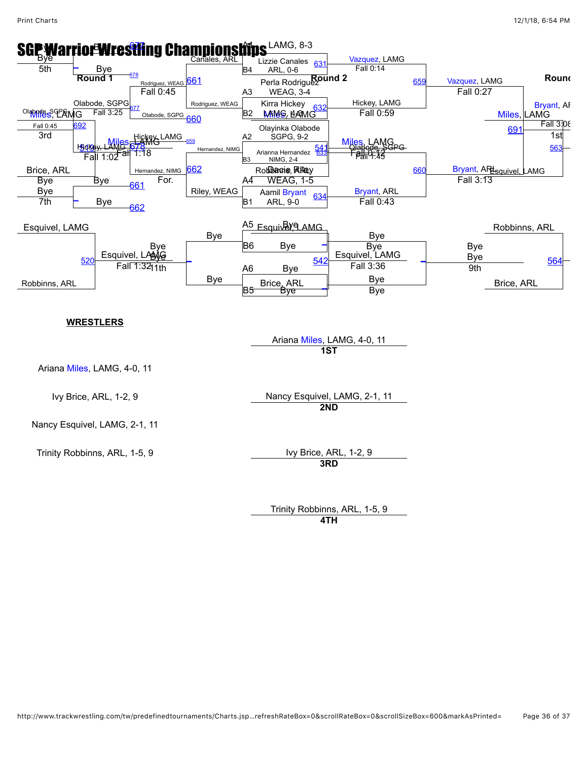# SGP Warrior Wrestling Championships

**Round 1** | **Round 2** | **Round**

A1 LAMG, 8-3
Lizzie Canales, ARL, 0-6 (B4) — 631
Perla Rodriguez, WEAG, 3-4 (A3)
Kirra Hickey, LAMG, 4-3 (B2) — 632
Olayinka Olabode, SGPG, 9-2 (A2)
Arianna Hernandez, NIMG, 2-4 (B3) — 633
Dacie Riley, WEAG, 1-5 (A4)
Aamil Bryant, ARL, 9-0 (B1) — 634

Canales, ARL
Rodriguez, WEAG — 661
Rodriguez, WEAG — Fall 0:45 — 678
Olabode, SGPG — 660
Olabode, SGPG — Fall 3:25 — 677
Hickey, LAMG — 659
Hernandez, NIMG — 662
Hernandez, NIMG — For.
Riley, WEAG

Vazquez, LAMG — Fall 0:14
Hickey, LAMG — Fall 0:59
Miles, LAMG — Fall 0:12
Olabode, SGPG — Fall 1:45
Bryant, ARL — Fall 0:43

Vazquez, LAMG — 659 — Fall 0:27
Miles, LAMG — 691
Bryant, ARL — 660 — Fall 3:13

Bryant, ARL
Miles, LAMG — Fall 3:08 — 1st — 563
Esquivel, LAMG

Bye / Bye — 5th
Olabode, SGPG / Miles, LAMG — Fall 0:45 — 692 — 3rd
Hickey, LAMG — Miles, LAMG — Fall 1:02 — Fall 1:18 — 678
Brice, ARL / Bye — Bye — 661
Bye / Bye — 7th — 662

A5 Esquivel, LAMG / Bye
B6 Bye
A6 Bye
B5 Brice, ARL / Bye

Esquivel, LAMG / Robbinns, ARL — 520 — Esquivel, LAMG — Fall 1:32 — Bye / Bye — 11th
Bye / Bye — 542 — Esquivel, LAMG — Fall 3:36 — Bye / Bye
Bye / Bye — 9th
Robbinns, ARL / Brice, ARL — 564

**WRESTLERS**

Ariana Miles, LAMG, 4-0, 11

Ivy Brice, ARL, 1-2, 9

Nancy Esquivel, LAMG, 2-1, 11

Trinity Robbinns, ARL, 1-5, 9

Ariana Miles, LAMG, 4-0, 11
**1ST**

Nancy Esquivel, LAMG, 2-1, 11
**2ND**

Ivy Brice, ARL, 1-2, 9
**3RD**

Trinity Robbinns, ARL, 1-5, 9
**4TH**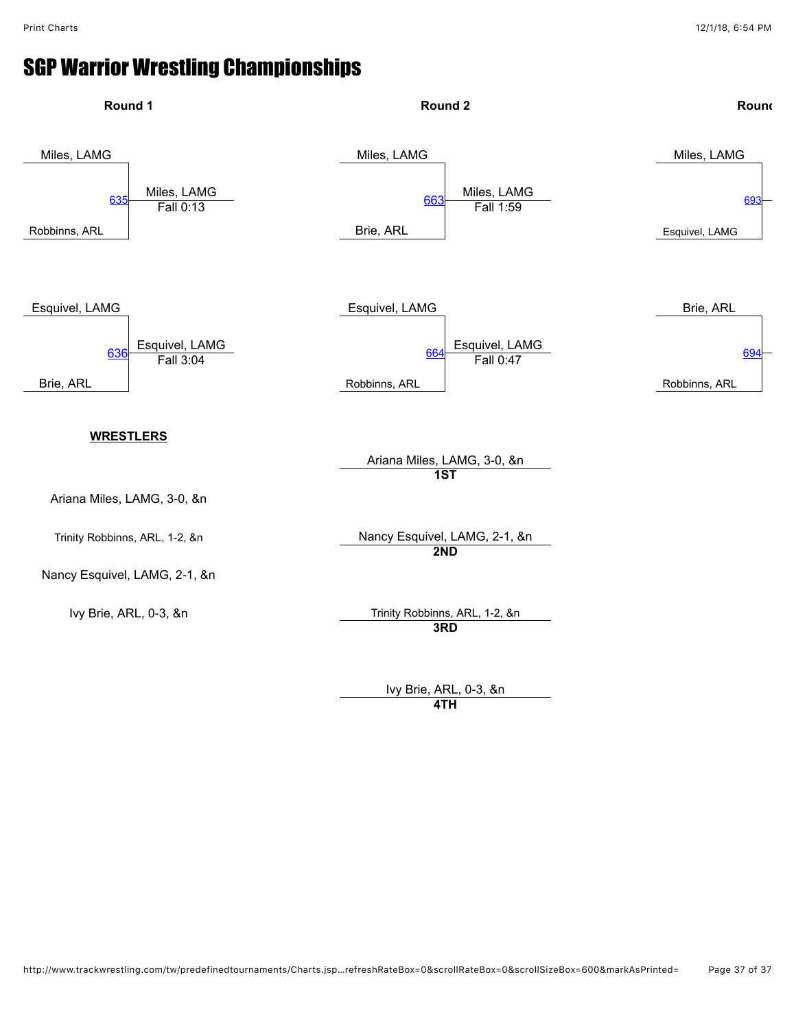# SGP Warrior Wrestling Championships

**Round 1**

Miles, LAMG
635
Robbinns, ARL
Miles, LAMG
Fall 0:13

Esquivel, LAMG
636
Brie, ARL
Esquivel, LAMG
Fall 3:04

**Round 2**

Miles, LAMG
663
Brie, ARL
Miles, LAMG
Fall 1:59

Esquivel, LAMG
664
Robbinns, ARL
Esquivel, LAMG
Fall 0:47

**Round**

Miles, LAMG
693
Esquivel, LAMG

Brie, ARL
694
Robbinns, ARL

**WRESTLERS**

Ariana Miles, LAMG, 3-0, &n

Trinity Robbinns, ARL, 1-2, &n

Nancy Esquivel, LAMG, 2-1, &n

Ivy Brie, ARL, 0-3, &n

Ariana Miles, LAMG, 3-0, &n
**1ST**

Nancy Esquivel, LAMG, 2-1, &n
**2ND**

Trinity Robbinns, ARL, 1-2, &n
**3RD**

Ivy Brie, ARL, 0-3, &n
**4TH**